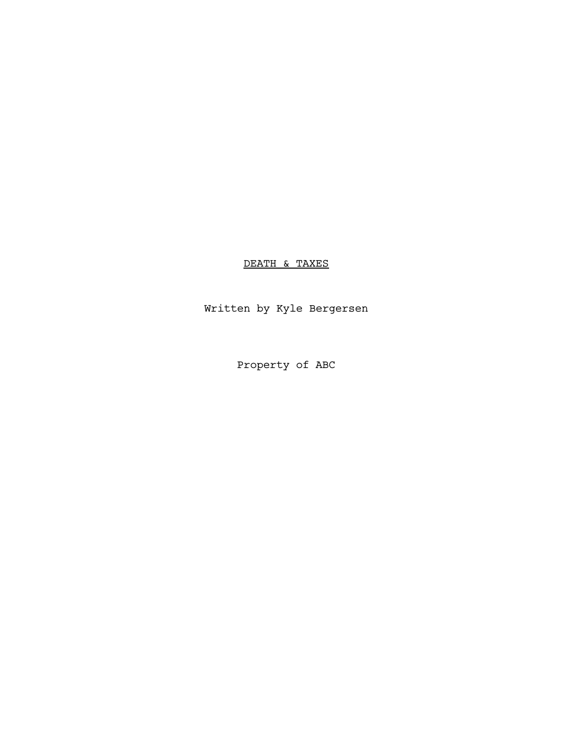# DEATH & TAXES

Written by Kyle Bergersen

Property of ABC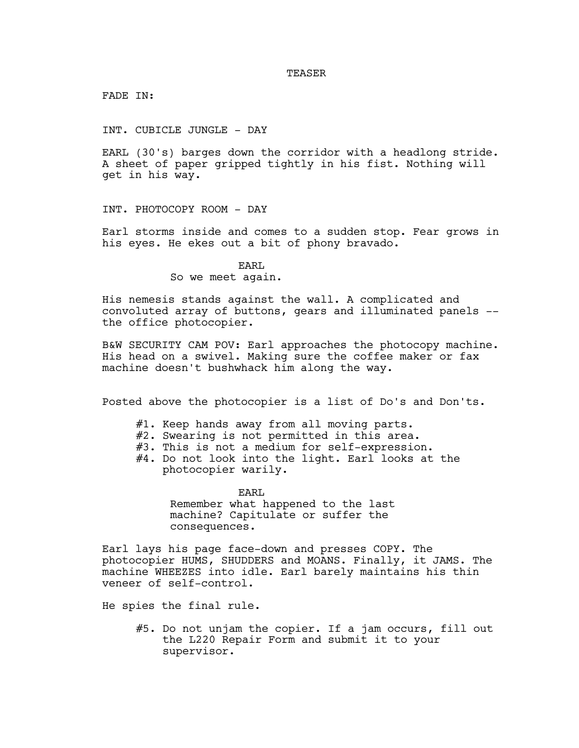TEASER

FADE IN:

INT. CUBICLE JUNGLE - DAY

EARL (30's) barges down the corridor with a headlong stride. A sheet of paper gripped tightly in his fist. Nothing will get in his way.

INT. PHOTOCOPY ROOM - DAY

Earl storms inside and comes to a sudden stop. Fear grows in his eyes. He ekes out a bit of phony bravado.

EARL
So we meet again.

His nemesis stands against the wall. A complicated and convoluted array of buttons, gears and illuminated panels -- the office photocopier.

B&W SECURITY CAM POV: Earl approaches the photocopy machine. His head on a swivel. Making sure the coffee maker or fax machine doesn't bushwhack him along the way.

Posted above the photocopier is a list of Do's and Don'ts.

#1. Keep hands away from all moving parts.
#2. Swearing is not permitted in this area.
#3. This is not a medium for self-expression.
#4. Do not look into the light. Earl looks at the photocopier warily.

EARL
Remember what happened to the last machine? Capitulate or suffer the consequences.

Earl lays his page face-down and presses COPY. The photocopier HUMS, SHUDDERS and MOANS. Finally, it JAMS. The machine WHEEZES into idle. Earl barely maintains his thin veneer of self-control.

He spies the final rule.

#5. Do not unjam the copier. If a jam occurs, fill out the L220 Repair Form and submit it to your supervisor.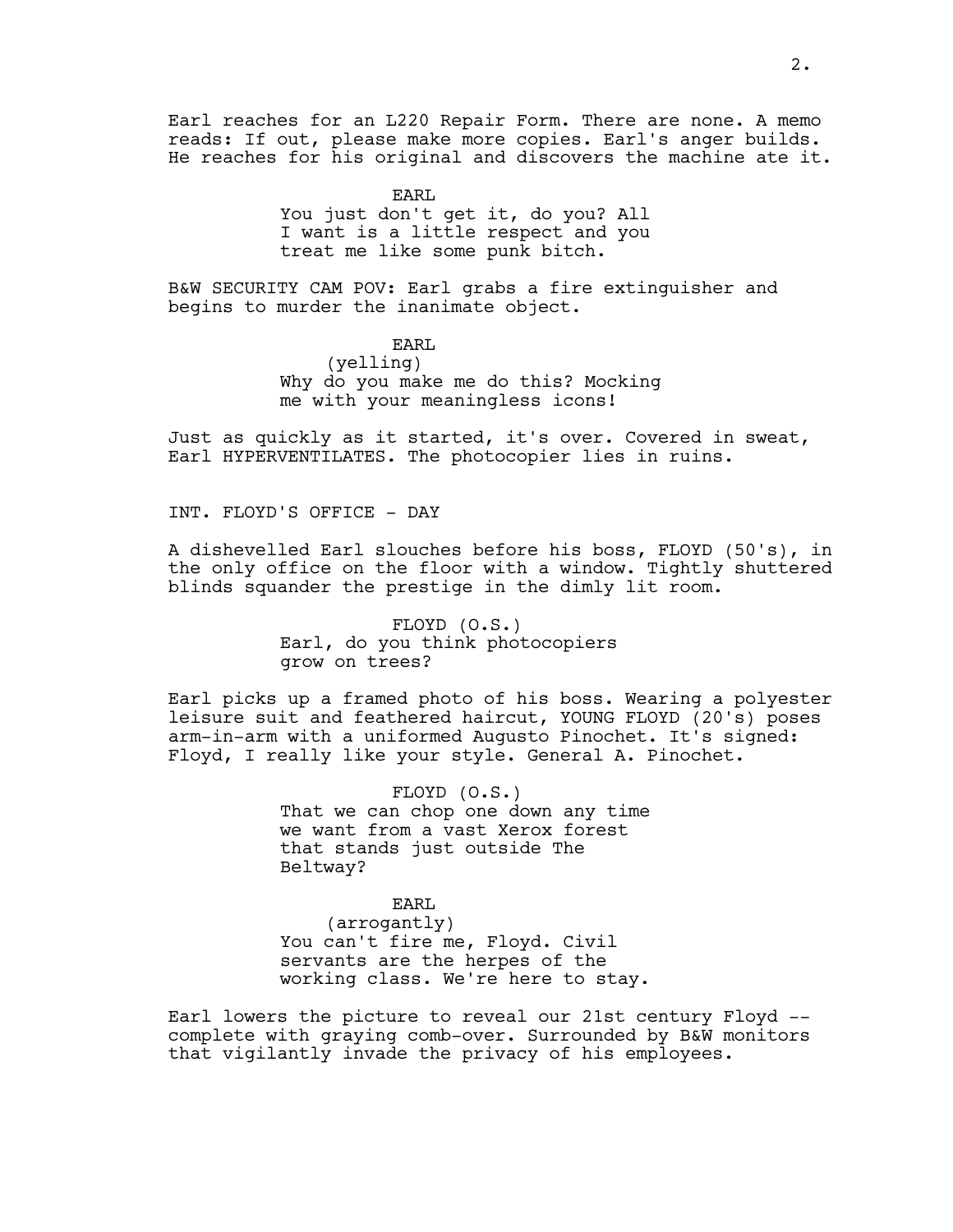Earl reaches for an L220 Repair Form. There are none. A memo reads: If out, please make more copies. Earl's anger builds. He reaches for his original and discovers the machine ate it.

EARL
You just don't get it, do you? All I want is a little respect and you treat me like some punk bitch.

B&W SECURITY CAM POV: Earl grabs a fire extinguisher and begins to murder the inanimate object.

EARL
(yelling)
Why do you make me do this? Mocking me with your meaningless icons!

Just as quickly as it started, it's over. Covered in sweat, Earl HYPERVENTILATES. The photocopier lies in ruins.

INT. FLOYD'S OFFICE - DAY

A dishevelled Earl slouches before his boss, FLOYD (50's), in the only office on the floor with a window. Tightly shuttered blinds squander the prestige in the dimly lit room.

FLOYD (O.S.)
Earl, do you think photocopiers grow on trees?

Earl picks up a framed photo of his boss. Wearing a polyester leisure suit and feathered haircut, YOUNG FLOYD (20's) poses arm-in-arm with a uniformed Augusto Pinochet. It's signed: Floyd, I really like your style. General A. Pinochet.

FLOYD (O.S.)
That we can chop one down any time we want from a vast Xerox forest that stands just outside The Beltway?

EARL
(arrogantly)
You can't fire me, Floyd. Civil servants are the herpes of the working class. We're here to stay.

Earl lowers the picture to reveal our 21st century Floyd -- complete with graying comb-over. Surrounded by B&W monitors that vigilantly invade the privacy of his employees.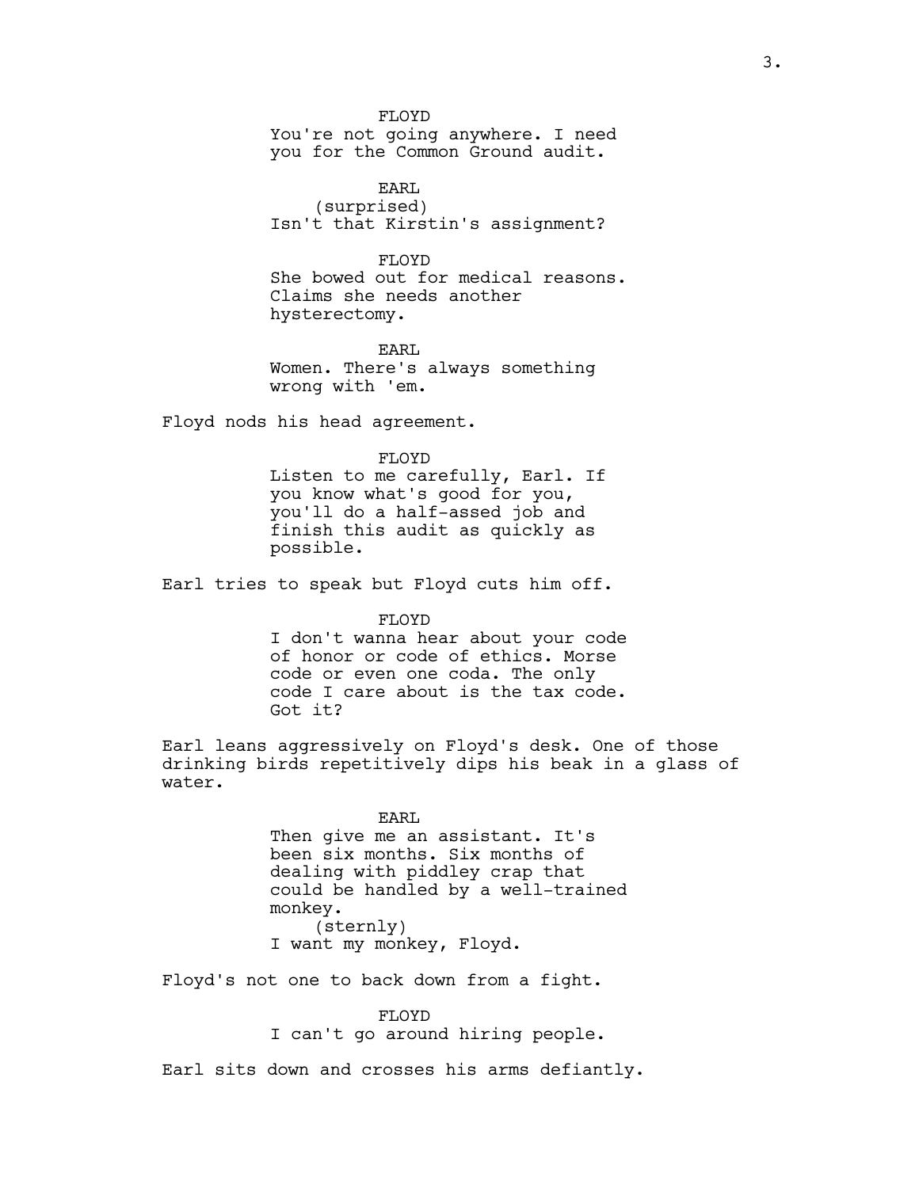FLOYD

You're not going anywhere. I need you for the Common Ground audit.

EARL

(surprised)

Isn't that Kirstin's assignment?

FLOYD

She bowed out for medical reasons. Claims she needs another hysterectomy.

EARL

Women. There's always something wrong with 'em.

Floyd nods his head agreement.

FLOYD

Listen to me carefully, Earl. If you know what's good for you, you'll do a half-assed job and finish this audit as quickly as possible.

Earl tries to speak but Floyd cuts him off.

FLOYD

I don't wanna hear about your code of honor or code of ethics. Morse code or even one coda. The only code I care about is the tax code. Got it?

Earl leans aggressively on Floyd's desk. One of those drinking birds repetitively dips his beak in a glass of water.

EARL

Then give me an assistant. It's been six months. Six months of dealing with piddley crap that could be handled by a well-trained monkey.

(sternly)

I want my monkey, Floyd.

Floyd's not one to back down from a fight.

FLOYD

I can't go around hiring people.

Earl sits down and crosses his arms defiantly.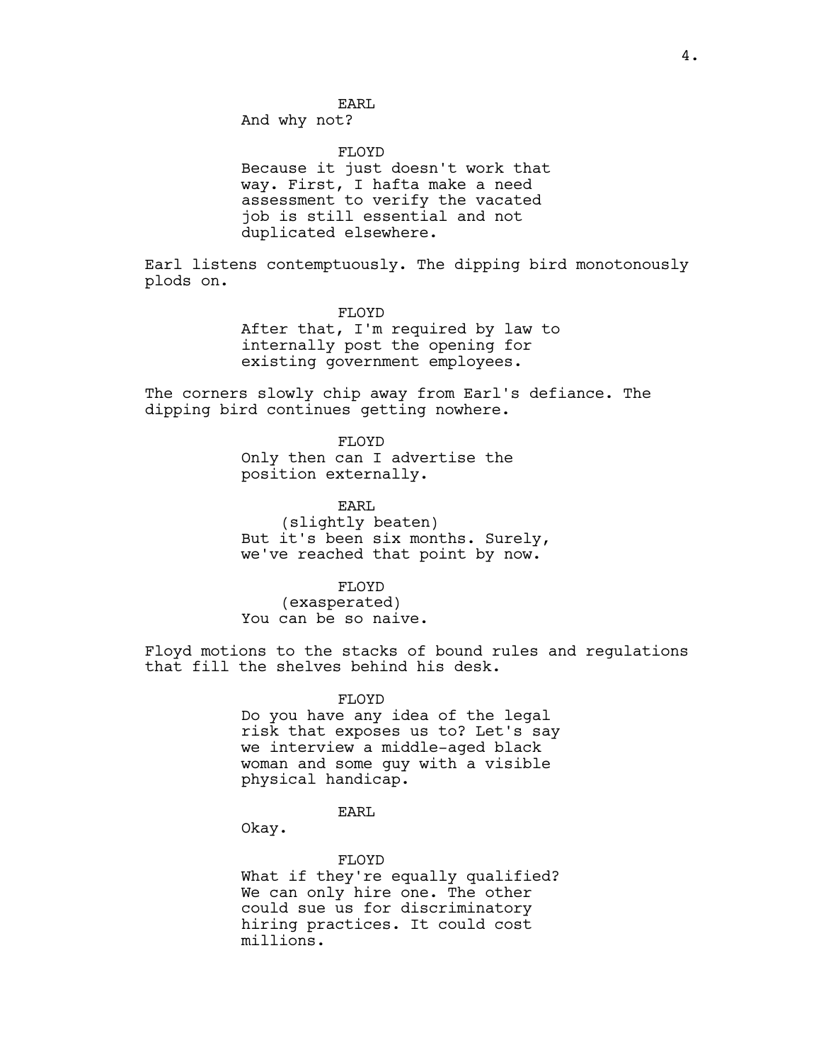EARL
And why not?

FLOYD
Because it just doesn't work that way. First, I hafta make a need assessment to verify the vacated job is still essential and not duplicated elsewhere.

Earl listens contemptuously. The dipping bird monotonously plods on.

FLOYD
After that, I'm required by law to internally post the opening for existing government employees.

The corners slowly chip away from Earl's defiance. The dipping bird continues getting nowhere.

FLOYD
Only then can I advertise the position externally.

EARL
(slightly beaten)
But it's been six months. Surely, we've reached that point by now.

FLOYD
(exasperated)
You can be so naive.

Floyd motions to the stacks of bound rules and regulations that fill the shelves behind his desk.

FLOYD
Do you have any idea of the legal risk that exposes us to? Let's say we interview a middle-aged black woman and some guy with a visible physical handicap.

EARL
Okay.

FLOYD
What if they're equally qualified? We can only hire one. The other could sue us for discriminatory hiring practices. It could cost millions.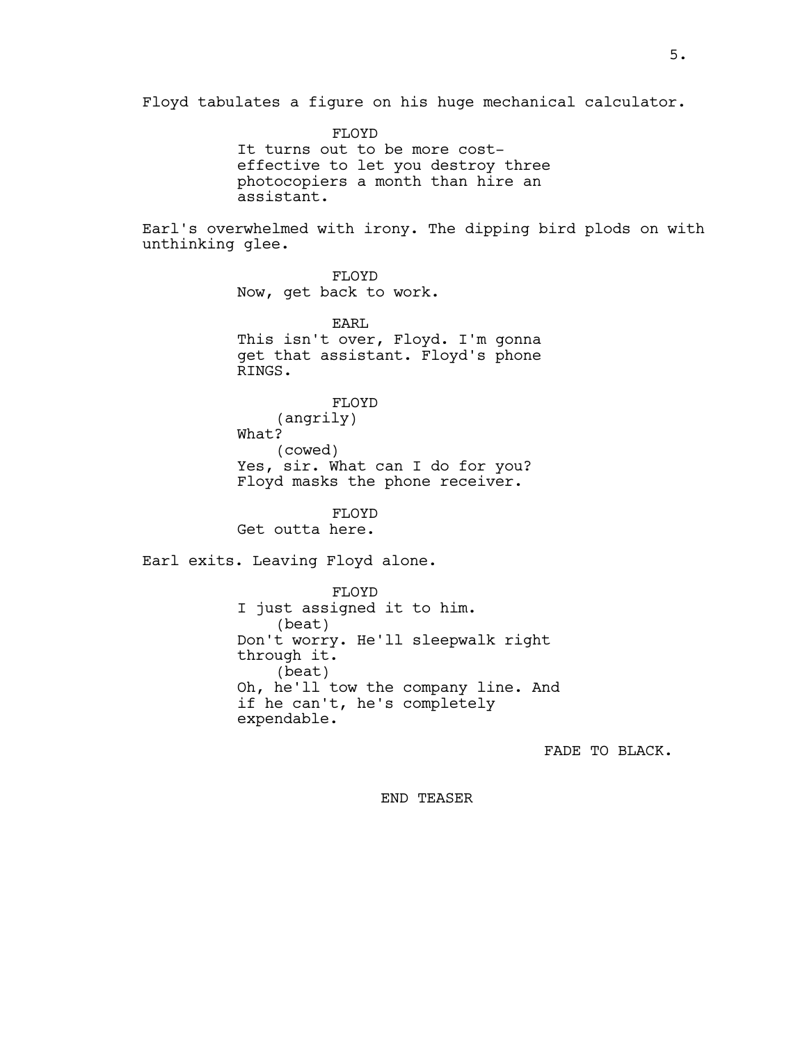Floyd tabulates a figure on his huge mechanical calculator.

FLOYD
It turns out to be more cost-effective to let you destroy three photocopiers a month than hire an assistant.

Earl's overwhelmed with irony. The dipping bird plods on with unthinking glee.

FLOYD
Now, get back to work.

EARL
This isn't over, Floyd. I'm gonna get that assistant. Floyd's phone RINGS.

FLOYD
(angrily)
What?
(cowed)
Yes, sir. What can I do for you?
Floyd masks the phone receiver.

FLOYD
Get outta here.

Earl exits. Leaving Floyd alone.

FLOYD
I just assigned it to him.
(beat)
Don't worry. He'll sleepwalk right through it.
(beat)
Oh, he'll tow the company line. And if he can't, he's completely expendable.

FADE TO BLACK.

END TEASER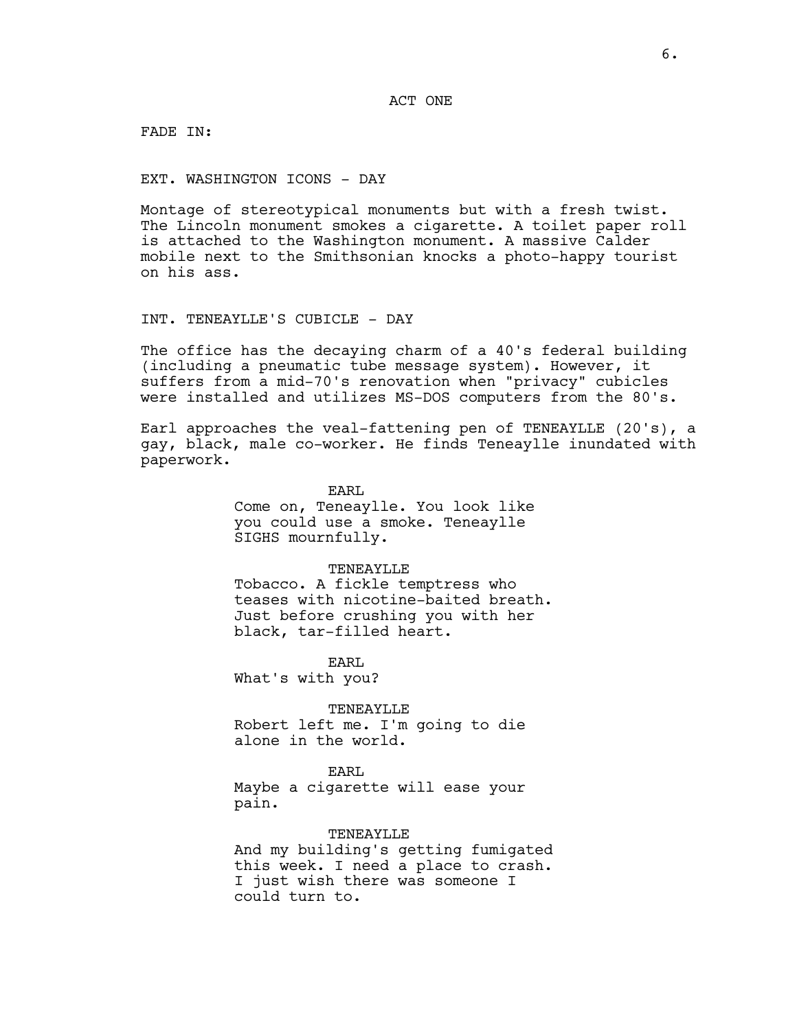ACT ONE

FADE IN:

EXT. WASHINGTON ICONS - DAY

Montage of stereotypical monuments but with a fresh twist. The Lincoln monument smokes a cigarette. A toilet paper roll is attached to the Washington monument. A massive Calder mobile next to the Smithsonian knocks a photo-happy tourist on his ass.

INT. TENEAYLLE'S CUBICLE - DAY

The office has the decaying charm of a 40's federal building (including a pneumatic tube message system). However, it suffers from a mid-70's renovation when "privacy" cubicles were installed and utilizes MS-DOS computers from the 80's.

Earl approaches the veal-fattening pen of TENEAYLLE (20's), a gay, black, male co-worker. He finds Teneaylle inundated with paperwork.

EARL
Come on, Teneaylle. You look like you could use a smoke. Teneaylle SIGHS mournfully.

TENEAYLLE
Tobacco. A fickle temptress who teases with nicotine-baited breath. Just before crushing you with her black, tar-filled heart.

EARL
What's with you?

TENEAYLLE
Robert left me. I'm going to die alone in the world.

EARL
Maybe a cigarette will ease your pain.

TENEAYLLE
And my building's getting fumigated this week. I need a place to crash. I just wish there was someone I could turn to.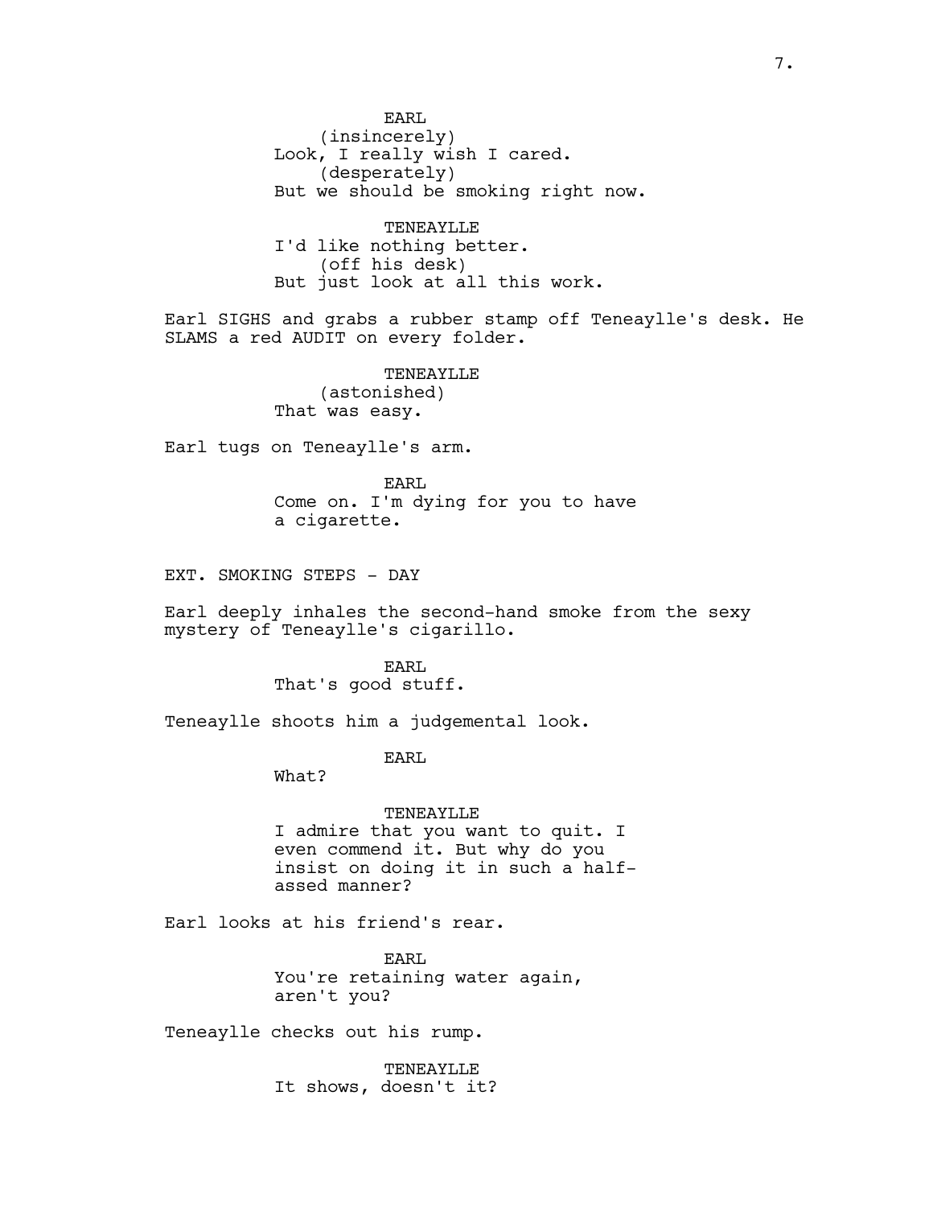EARL
(insincerely)
Look, I really wish I cared.
(desperately)
But we should be smoking right now.

TENEAYLLE
I'd like nothing better.
(off his desk)
But just look at all this work.

Earl SIGHS and grabs a rubber stamp off Teneaylle's desk. He SLAMS a red AUDIT on every folder.

TENEAYLLE
(astonished)
That was easy.

Earl tugs on Teneaylle's arm.

EARL
Come on. I'm dying for you to have a cigarette.

EXT. SMOKING STEPS - DAY

Earl deeply inhales the second-hand smoke from the sexy mystery of Teneaylle's cigarillo.

EARL
That's good stuff.

Teneaylle shoots him a judgemental look.

EARL
What?

TENEAYLLE
I admire that you want to quit. I even commend it. But why do you insist on doing it in such a half-assed manner?

Earl looks at his friend's rear.

EARL
You're retaining water again, aren't you?

Teneaylle checks out his rump.

TENEAYLLE
It shows, doesn't it?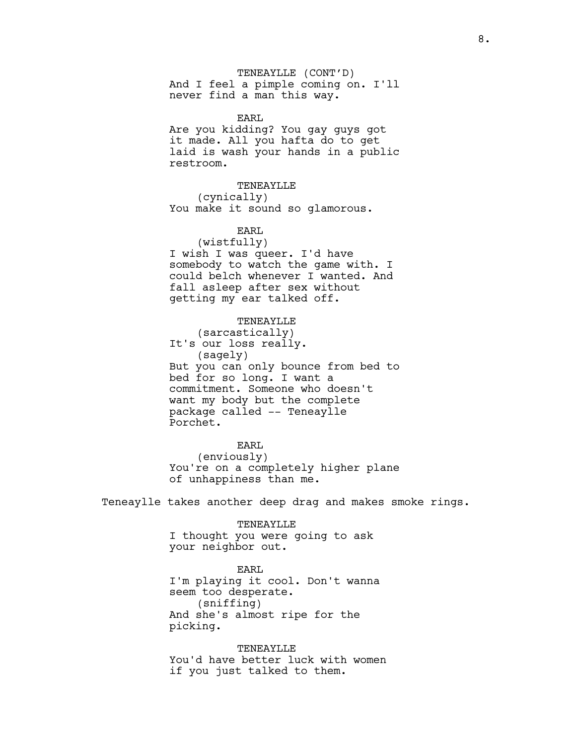TENEAYLLE (CONT'D)
And I feel a pimple coming on. I'll never find a man this way.

EARL
Are you kidding? You gay guys got it made. All you hafta do to get laid is wash your hands in a public restroom.

TENEAYLLE
(cynically)
You make it sound so glamorous.

EARL
(wistfully)
I wish I was queer. I'd have somebody to watch the game with. I could belch whenever I wanted. And fall asleep after sex without getting my ear talked off.

TENEAYLLE
(sarcastically)
It's our loss really.
(sagely)
But you can only bounce from bed to bed for so long. I want a commitment. Someone who doesn't want my body but the complete package called -- Teneaylle Porchet.

EARL
(enviously)
You're on a completely higher plane of unhappiness than me.

Teneaylle takes another deep drag and makes smoke rings.

TENEAYLLE
I thought you were going to ask your neighbor out.

EARL
I'm playing it cool. Don't wanna seem too desperate.
(sniffing)
And she's almost ripe for the picking.

TENEAYLLE
You'd have better luck with women if you just talked to them.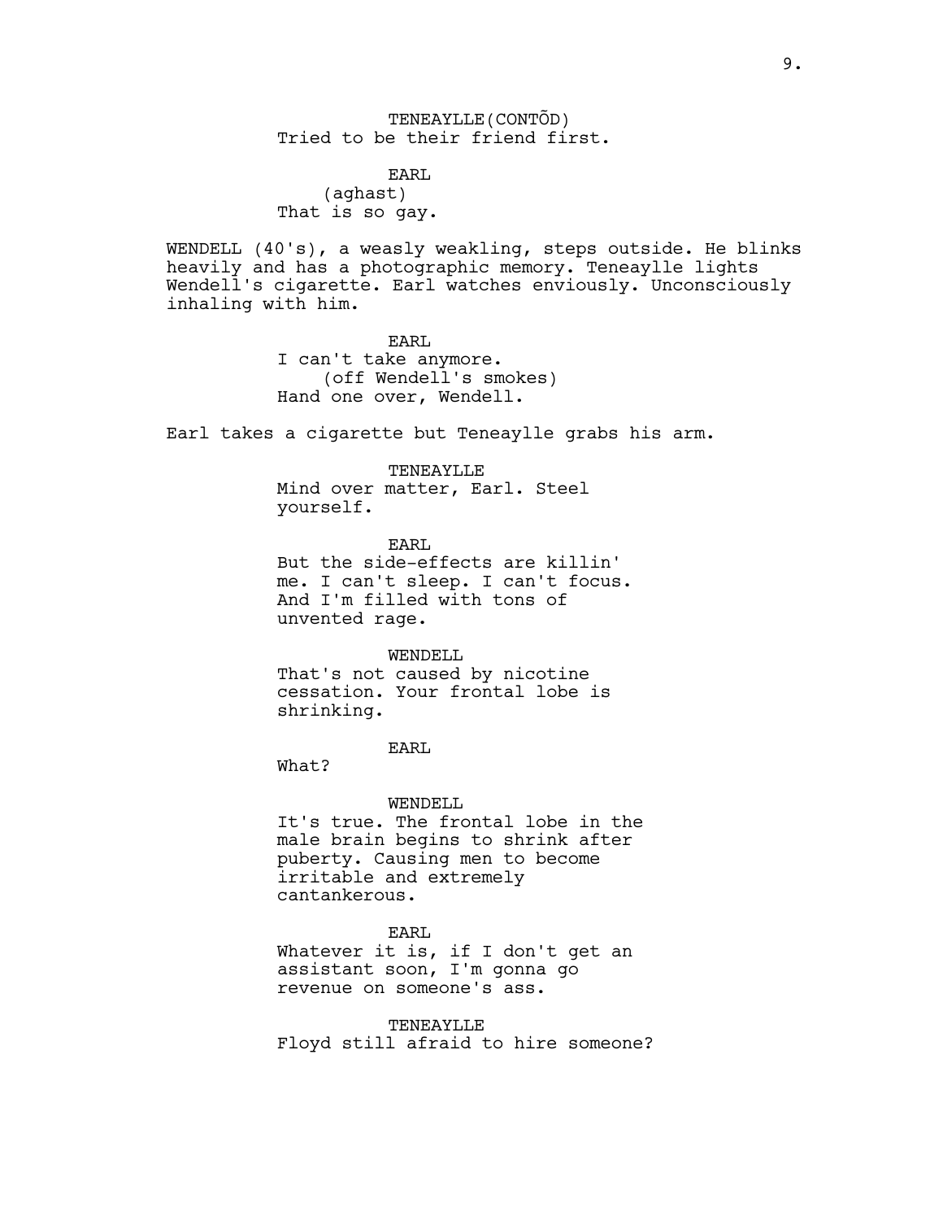TENEAYLLE(CONTÕD)
Tried to be their friend first.

EARL
(aghast)
That is so gay.

WENDELL (40's), a weasly weakling, steps outside. He blinks heavily and has a photographic memory. Teneaylle lights Wendell's cigarette. Earl watches enviously. Unconsciously inhaling with him.

EARL
I can't take anymore.
(off Wendell's smokes)
Hand one over, Wendell.

Earl takes a cigarette but Teneaylle grabs his arm.

TENEAYLLE
Mind over matter, Earl. Steel yourself.

EARL
But the side-effects are killin' me. I can't sleep. I can't focus. And I'm filled with tons of unvented rage.

WENDELL
That's not caused by nicotine cessation. Your frontal lobe is shrinking.

EARL
What?

WENDELL
It's true. The frontal lobe in the male brain begins to shrink after puberty. Causing men to become irritable and extremely cantankerous.

EARL
Whatever it is, if I don't get an assistant soon, I'm gonna go revenue on someone's ass.

TENEAYLLE
Floyd still afraid to hire someone?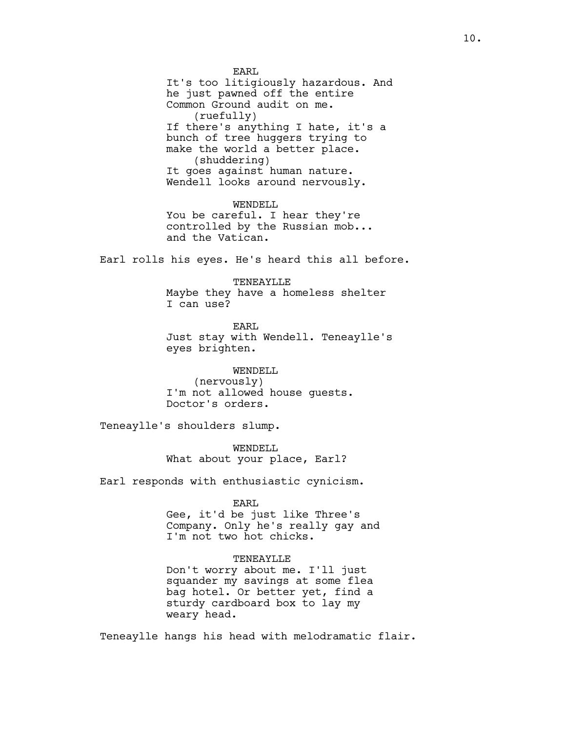EARL
It's too litigiously hazardous. And he just pawned off the entire Common Ground audit on me.
(ruefully)
If there's anything I hate, it's a bunch of tree huggers trying to make the world a better place.
(shuddering)
It goes against human nature.
Wendell looks around nervously.

WENDELL
You be careful. I hear they're controlled by the Russian mob... and the Vatican.

Earl rolls his eyes. He's heard this all before.

TENEAYLLE
Maybe they have a homeless shelter I can use?

EARL
Just stay with Wendell. Teneaylle's eyes brighten.

WENDELL
(nervously)
I'm not allowed house guests. Doctor's orders.

Teneaylle's shoulders slump.

WENDELL
What about your place, Earl?

Earl responds with enthusiastic cynicism.

EARL
Gee, it'd be just like Three's Company. Only he's really gay and I'm not two hot chicks.

TENEAYLLE
Don't worry about me. I'll just squander my savings at some flea bag hotel. Or better yet, find a sturdy cardboard box to lay my weary head.

Teneaylle hangs his head with melodramatic flair.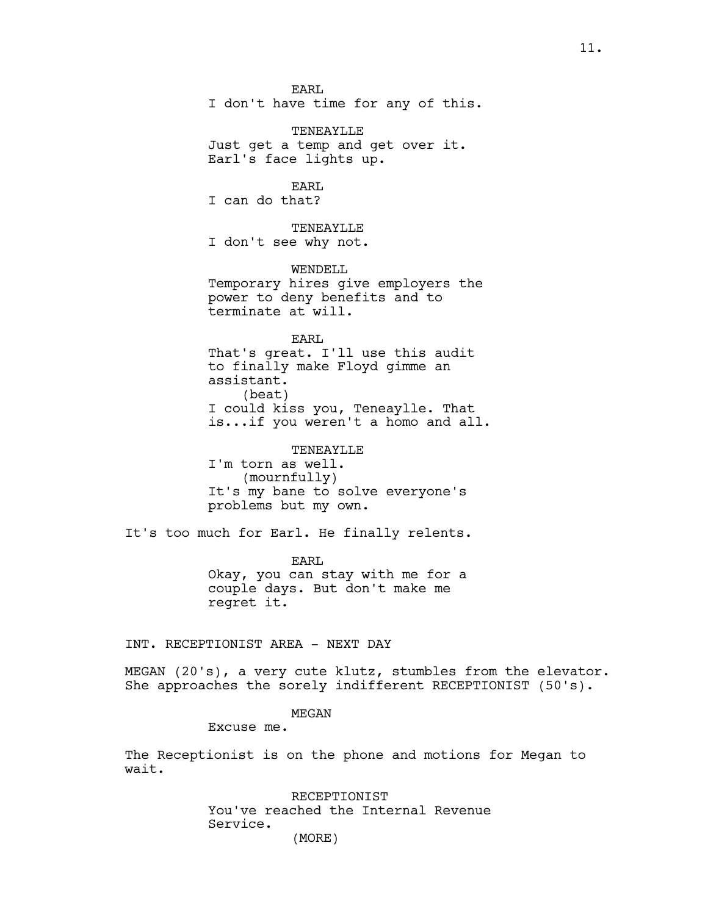EARL
I don't have time for any of this.

TENEAYLLE
Just get a temp and get over it.
Earl's face lights up.

EARL
I can do that?

TENEAYLLE
I don't see why not.

WENDELL
Temporary hires give employers the power to deny benefits and to terminate at will.

EARL
That's great. I'll use this audit to finally make Floyd gimme an assistant.
(beat)
I could kiss you, Teneaylle. That is...if you weren't a homo and all.

TENEAYLLE
I'm torn as well.
(mournfully)
It's my bane to solve everyone's problems but my own.

It's too much for Earl. He finally relents.

EARL
Okay, you can stay with me for a couple days. But don't make me regret it.

INT. RECEPTIONIST AREA - NEXT DAY

MEGAN (20's), a very cute klutz, stumbles from the elevator. She approaches the sorely indifferent RECEPTIONIST (50's).

MEGAN
Excuse me.

The Receptionist is on the phone and motions for Megan to wait.

RECEPTIONIST
You've reached the Internal Revenue Service.
(MORE)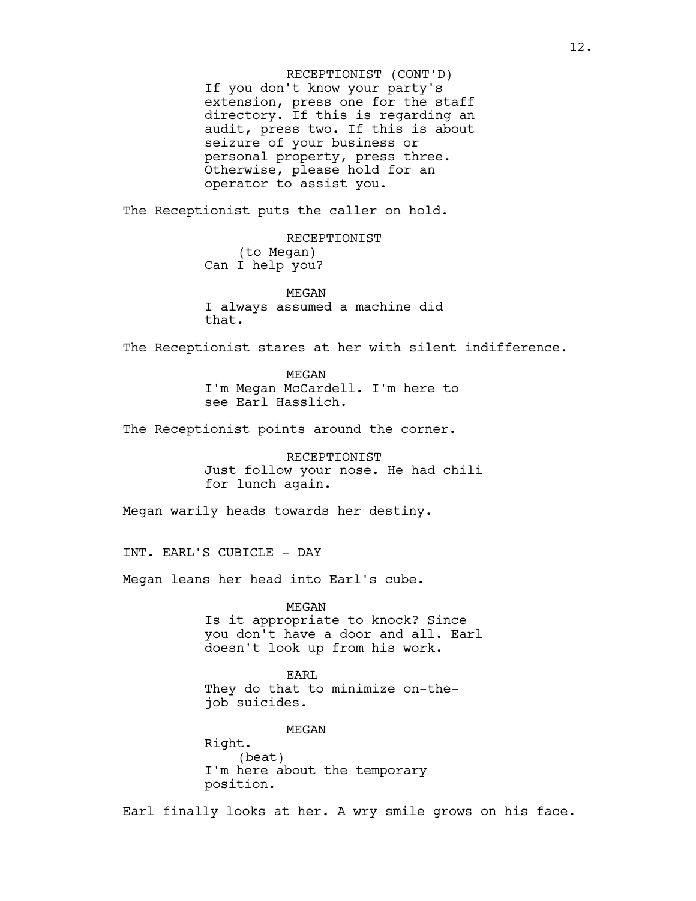RECEPTIONIST (CONT'D)
If you don't know your party's extension, press one for the staff directory. If this is regarding an audit, press two. If this is about seizure of your business or personal property, press three. Otherwise, please hold for an operator to assist you.

The Receptionist puts the caller on hold.

RECEPTIONIST
(to Megan)
Can I help you?

MEGAN
I always assumed a machine did that.

The Receptionist stares at her with silent indifference.

MEGAN
I'm Megan McCardell. I'm here to see Earl Hasslich.

The Receptionist points around the corner.

RECEPTIONIST
Just follow your nose. He had chili for lunch again.

Megan warily heads towards her destiny.

INT. EARL'S CUBICLE - DAY

Megan leans her head into Earl's cube.

MEGAN
Is it appropriate to knock? Since you don't have a door and all. Earl doesn't look up from his work.

EARL
They do that to minimize on-the-job suicides.

MEGAN
Right.
(beat)
I'm here about the temporary position.

Earl finally looks at her. A wry smile grows on his face.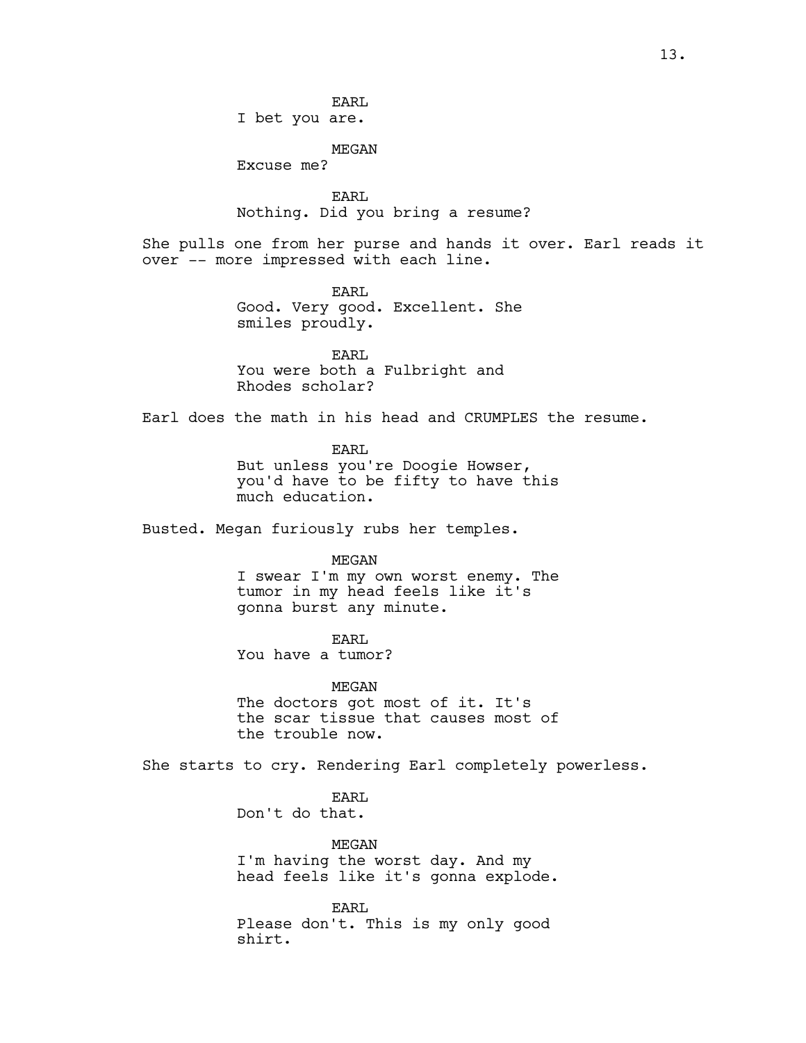EARL
I bet you are.

MEGAN
Excuse me?

EARL
Nothing. Did you bring a resume?

She pulls one from her purse and hands it over. Earl reads it over -- more impressed with each line.

EARL
Good. Very good. Excellent. She smiles proudly.

EARL
You were both a Fulbright and Rhodes scholar?

Earl does the math in his head and CRUMPLES the resume.

EARL
But unless you're Doogie Howser, you'd have to be fifty to have this much education.

Busted. Megan furiously rubs her temples.

MEGAN
I swear I'm my own worst enemy. The tumor in my head feels like it's gonna burst any minute.

EARL
You have a tumor?

MEGAN
The doctors got most of it. It's the scar tissue that causes most of the trouble now.

She starts to cry. Rendering Earl completely powerless.

EARL
Don't do that.

MEGAN
I'm having the worst day. And my head feels like it's gonna explode.

EARL
Please don't. This is my only good shirt.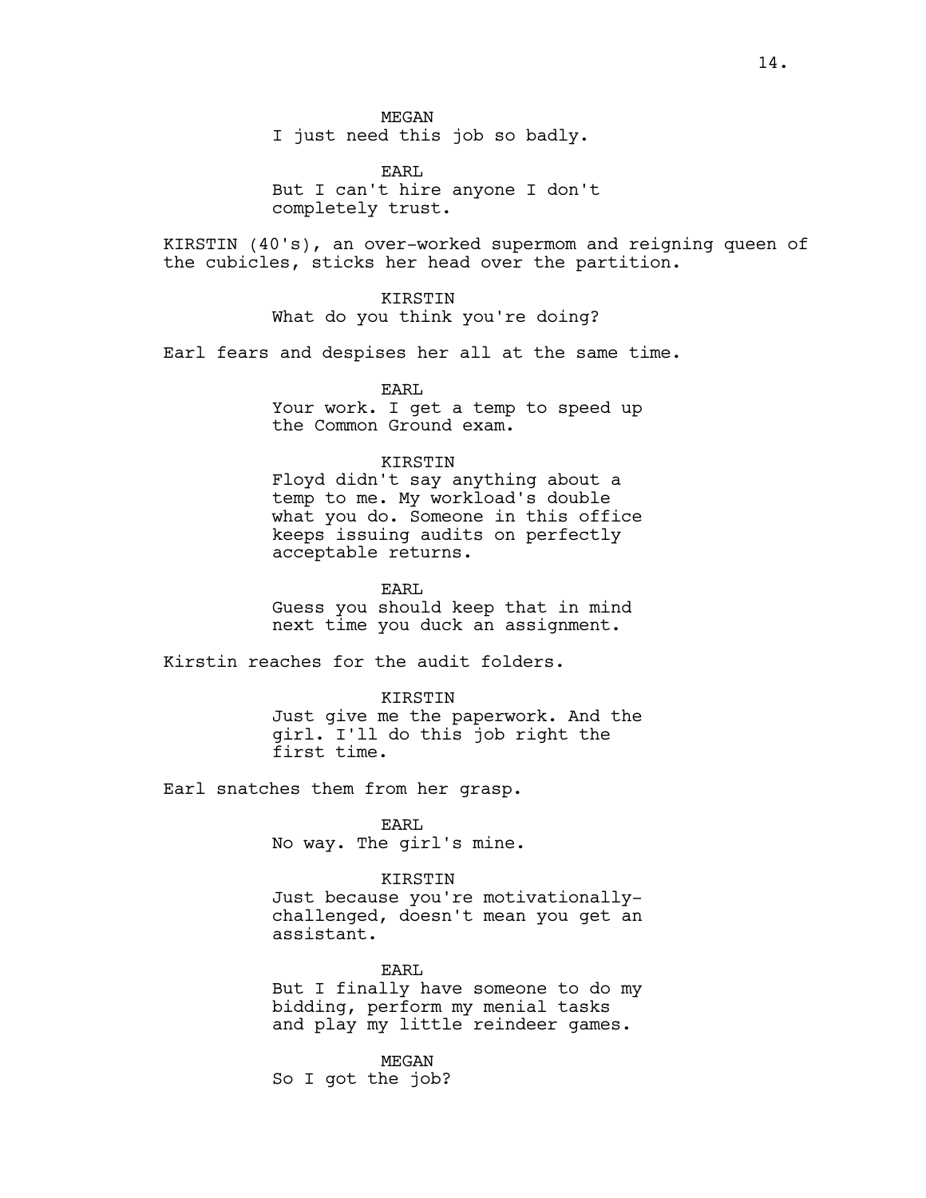MEGAN
I just need this job so badly.

EARL
But I can't hire anyone I don't completely trust.

KIRSTIN (40's), an over-worked supermom and reigning queen of the cubicles, sticks her head over the partition.

KIRSTIN
What do you think you're doing?

Earl fears and despises her all at the same time.

EARL
Your work. I get a temp to speed up the Common Ground exam.

KIRSTIN
Floyd didn't say anything about a temp to me. My workload's double what you do. Someone in this office keeps issuing audits on perfectly acceptable returns.

EARL
Guess you should keep that in mind next time you duck an assignment.

Kirstin reaches for the audit folders.

KIRSTIN
Just give me the paperwork. And the girl. I'll do this job right the first time.

Earl snatches them from her grasp.

EARL
No way. The girl's mine.

KIRSTIN
Just because you're motivationally-challenged, doesn't mean you get an assistant.

EARL
But I finally have someone to do my bidding, perform my menial tasks and play my little reindeer games.

MEGAN
So I got the job?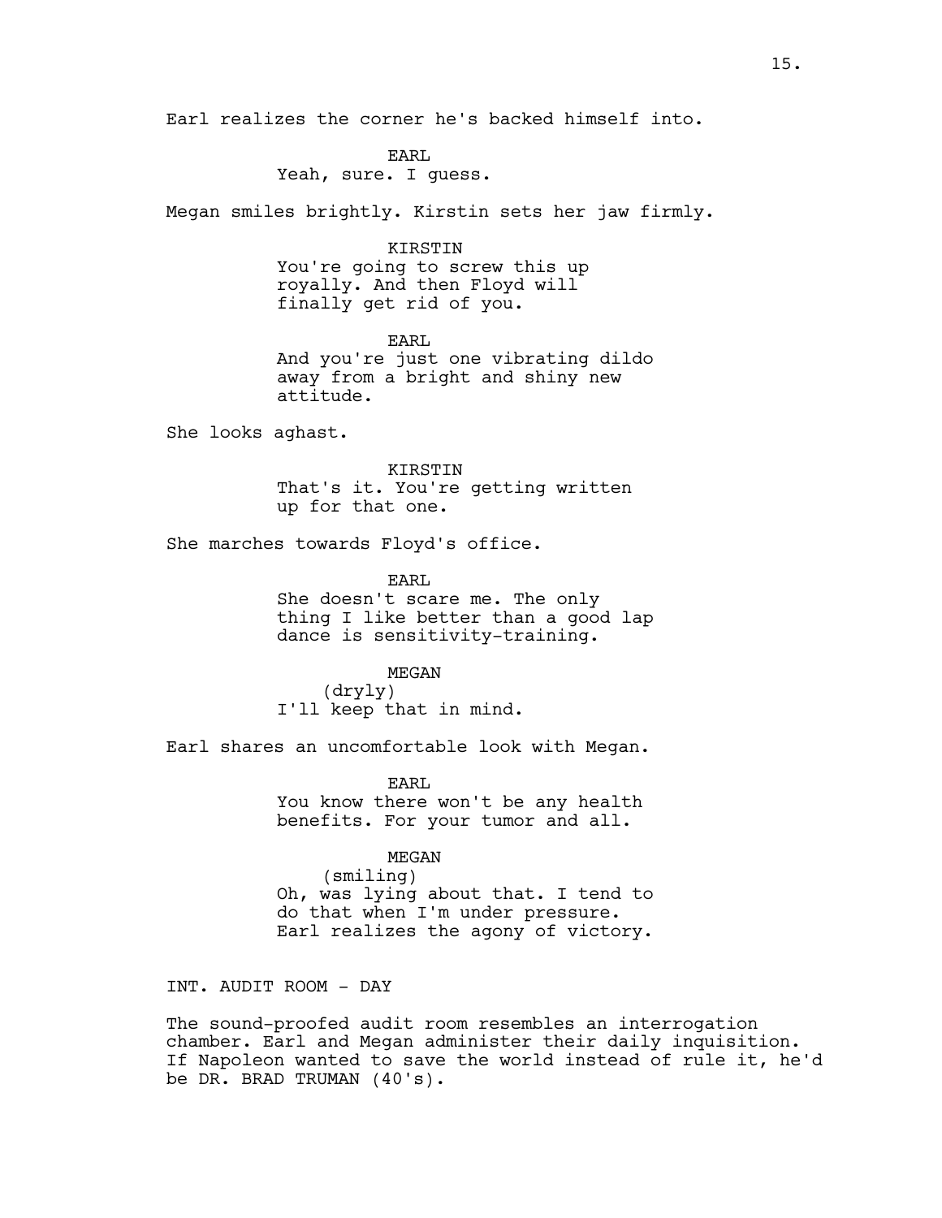Earl realizes the corner he's backed himself into.

EARL
Yeah, sure. I guess.

Megan smiles brightly. Kirstin sets her jaw firmly.

KIRSTIN
You're going to screw this up royally. And then Floyd will finally get rid of you.

EARL
And you're just one vibrating dildo away from a bright and shiny new attitude.

She looks aghast.

KIRSTIN
That's it. You're getting written up for that one.

She marches towards Floyd's office.

EARL
She doesn't scare me. The only thing I like better than a good lap dance is sensitivity-training.

MEGAN
(dryly)
I'll keep that in mind.

Earl shares an uncomfortable look with Megan.

EARL
You know there won't be any health benefits. For your tumor and all.

MEGAN
(smiling)
Oh, was lying about that. I tend to do that when I'm under pressure.
Earl realizes the agony of victory.

INT. AUDIT ROOM - DAY

The sound-proofed audit room resembles an interrogation chamber. Earl and Megan administer their daily inquisition. If Napoleon wanted to save the world instead of rule it, he'd be DR. BRAD TRUMAN (40's).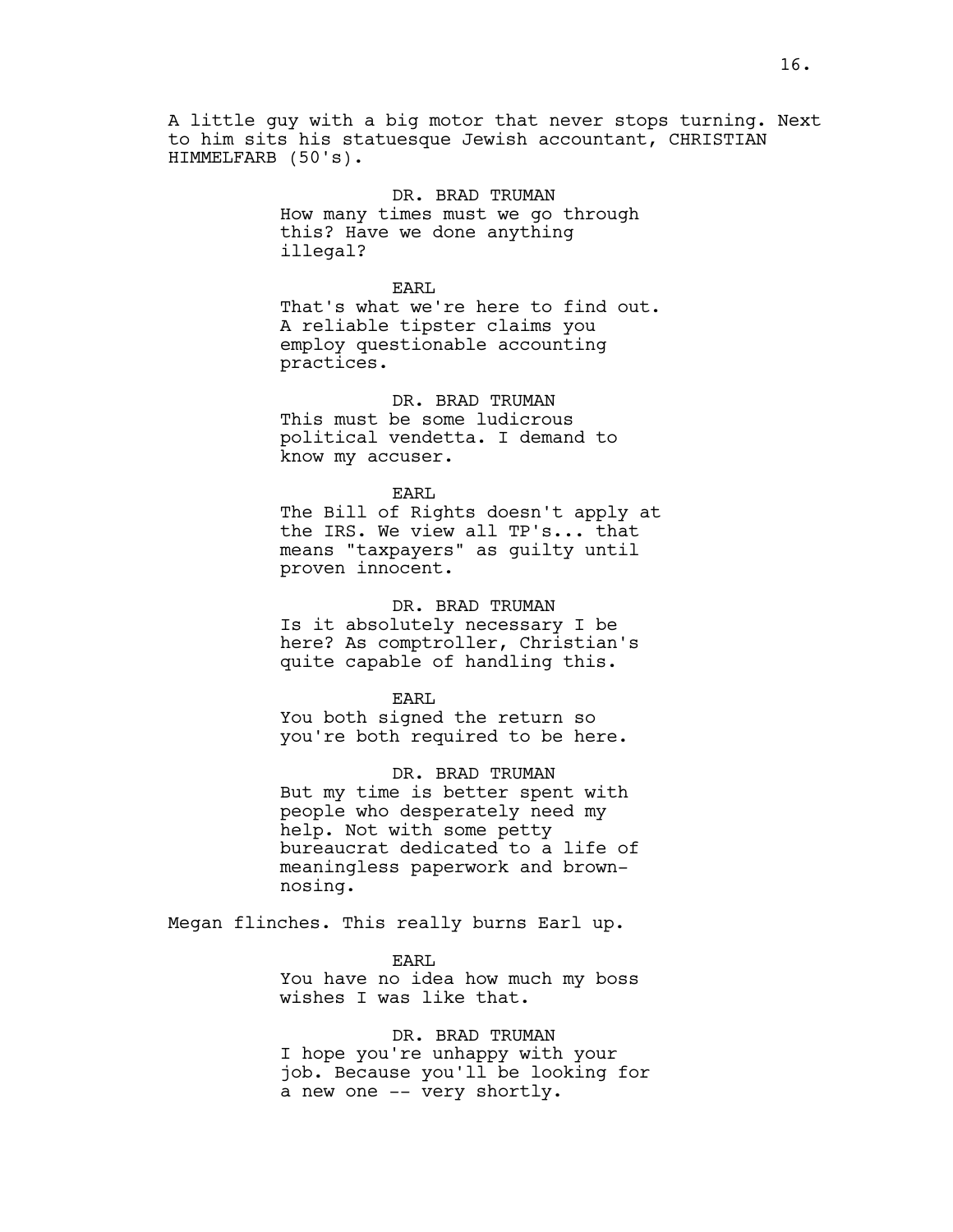A little guy with a big motor that never stops turning. Next to him sits his statuesque Jewish accountant, CHRISTIAN HIMMELFARB (50's).

DR. BRAD TRUMAN
How many times must we go through this? Have we done anything illegal?

EARL
That's what we're here to find out. A reliable tipster claims you employ questionable accounting practices.

DR. BRAD TRUMAN
This must be some ludicrous political vendetta. I demand to know my accuser.

EARL
The Bill of Rights doesn't apply at the IRS. We view all TP's... that means "taxpayers" as guilty until proven innocent.

DR. BRAD TRUMAN
Is it absolutely necessary I be here? As comptroller, Christian's quite capable of handling this.

EARL
You both signed the return so you're both required to be here.

DR. BRAD TRUMAN
But my time is better spent with people who desperately need my help. Not with some petty bureaucrat dedicated to a life of meaningless paperwork and brown-nosing.

Megan flinches. This really burns Earl up.

EARL
You have no idea how much my boss wishes I was like that.

DR. BRAD TRUMAN
I hope you're unhappy with your job. Because you'll be looking for a new one -- very shortly.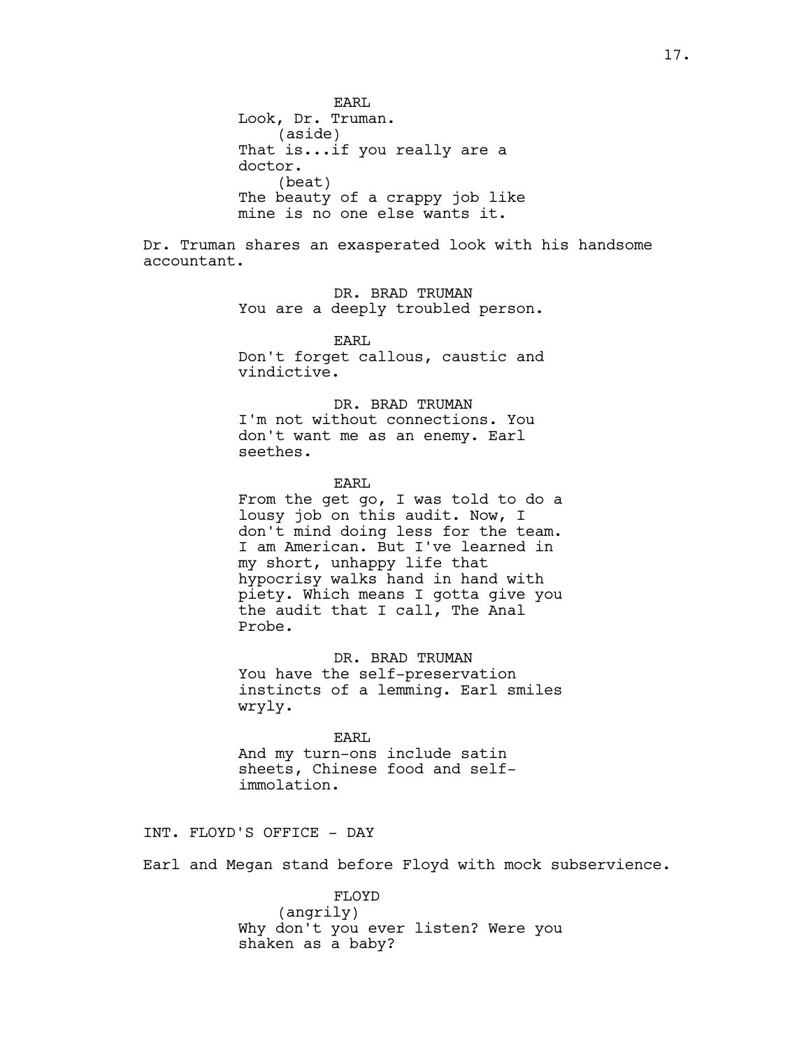EARL
Look, Dr. Truman.
(aside)
That is...if you really are a doctor.
(beat)
The beauty of a crappy job like mine is no one else wants it.

Dr. Truman shares an exasperated look with his handsome accountant.

DR. BRAD TRUMAN
You are a deeply troubled person.

EARL
Don't forget callous, caustic and vindictive.

DR. BRAD TRUMAN
I'm not without connections. You don't want me as an enemy. Earl seethes.

EARL
From the get go, I was told to do a lousy job on this audit. Now, I don't mind doing less for the team. I am American. But I've learned in my short, unhappy life that hypocrisy walks hand in hand with piety. Which means I gotta give you the audit that I call, The Anal Probe.

DR. BRAD TRUMAN
You have the self-preservation instincts of a lemming. Earl smiles wryly.

EARL
And my turn-ons include satin sheets, Chinese food and self-immolation.

INT. FLOYD'S OFFICE - DAY

Earl and Megan stand before Floyd with mock subservience.

FLOYD
(angrily)
Why don't you ever listen? Were you shaken as a baby?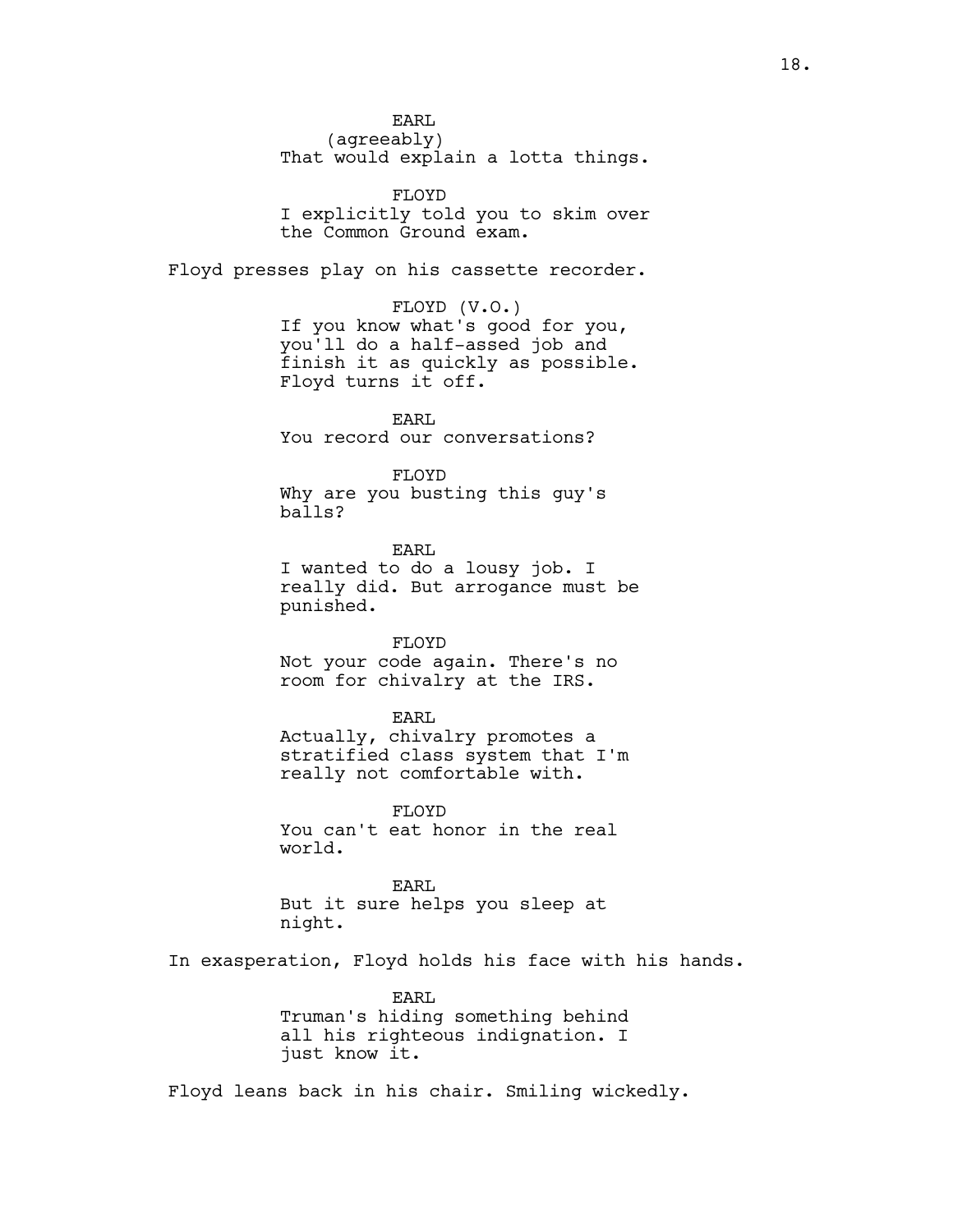EARL
(agreeably)
That would explain a lotta things.

FLOYD
I explicitly told you to skim over the Common Ground exam.

Floyd presses play on his cassette recorder.

FLOYD (V.O.)
If you know what's good for you, you'll do a half-assed job and finish it as quickly as possible.
Floyd turns it off.

EARL
You record our conversations?

FLOYD
Why are you busting this guy's balls?

EARL
I wanted to do a lousy job. I really did. But arrogance must be punished.

FLOYD
Not your code again. There's no room for chivalry at the IRS.

EARL
Actually, chivalry promotes a stratified class system that I'm really not comfortable with.

FLOYD
You can't eat honor in the real world.

EARL
But it sure helps you sleep at night.

In exasperation, Floyd holds his face with his hands.

EARL
Truman's hiding something behind all his righteous indignation. I just know it.

Floyd leans back in his chair. Smiling wickedly.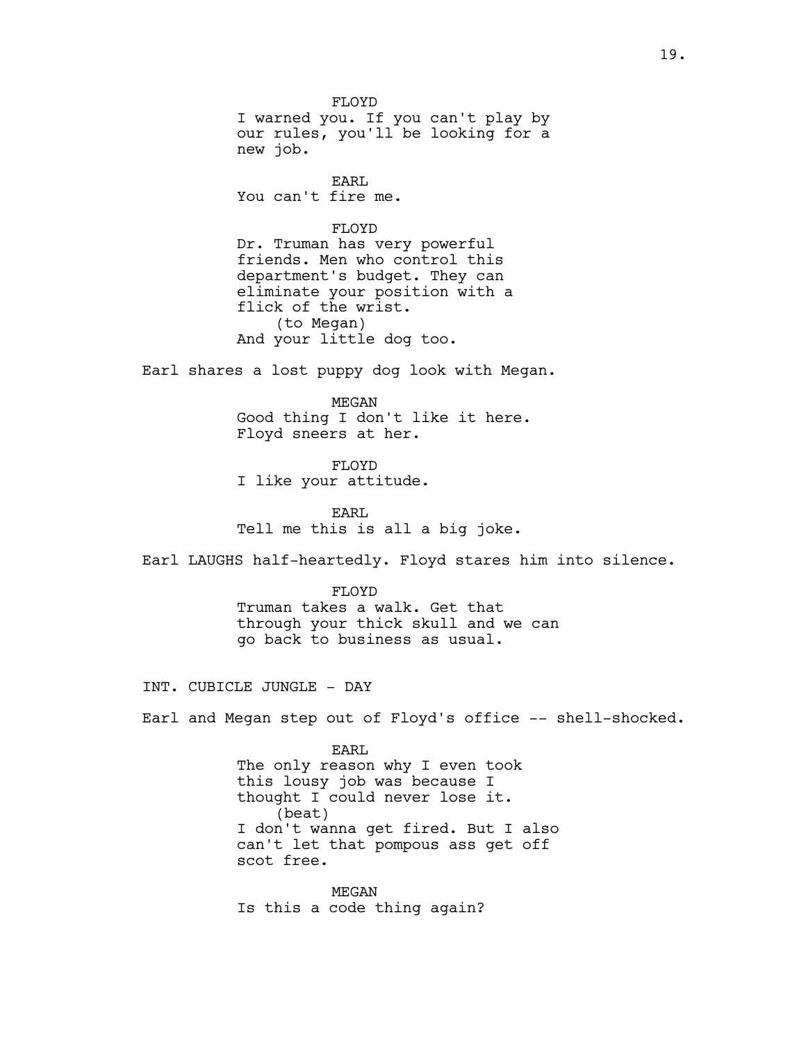FLOYD
I warned you. If you can't play by our rules, you'll be looking for a new job.

EARL
You can't fire me.

FLOYD
Dr. Truman has very powerful friends. Men who control this department's budget. They can eliminate your position with a flick of the wrist.
(to Megan)
And your little dog too.

Earl shares a lost puppy dog look with Megan.

MEGAN
Good thing I don't like it here.
Floyd sneers at her.

FLOYD
I like your attitude.

EARL
Tell me this is all a big joke.

Earl LAUGHS half-heartedly. Floyd stares him into silence.

FLOYD
Truman takes a walk. Get that through your thick skull and we can go back to business as usual.

INT. CUBICLE JUNGLE - DAY

Earl and Megan step out of Floyd's office -- shell-shocked.

EARL
The only reason why I even took this lousy job was because I thought I could never lose it.
(beat)
I don't wanna get fired. But I also can't let that pompous ass get off scot free.

MEGAN
Is this a code thing again?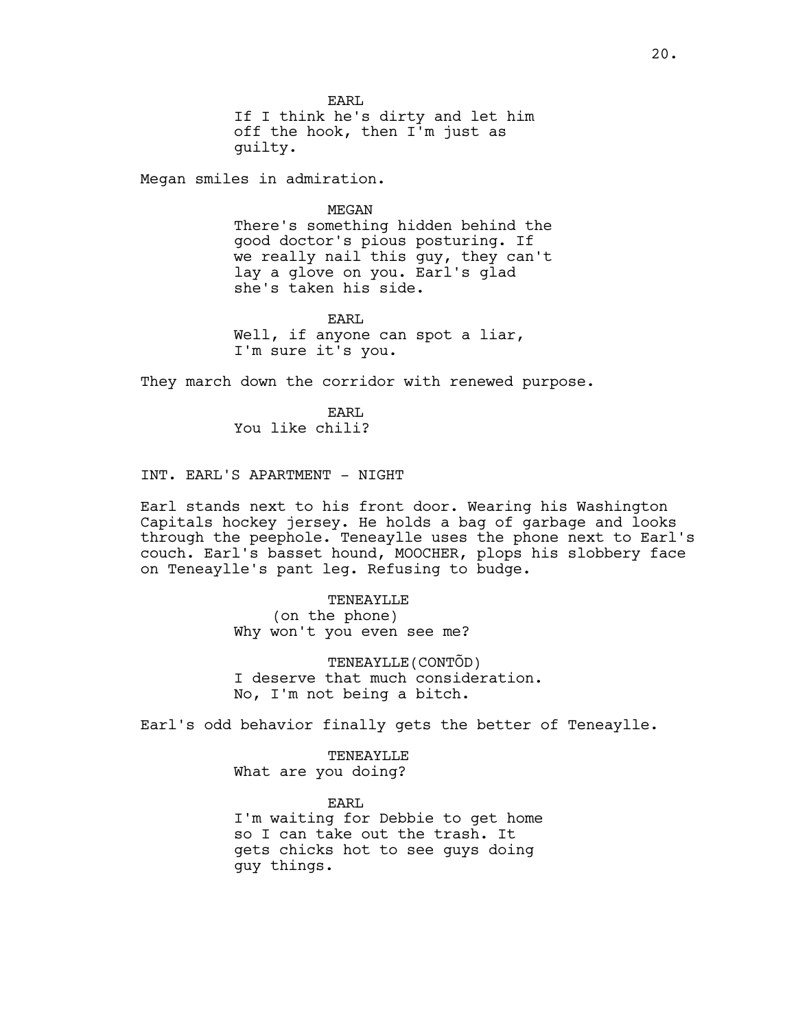EARL
If I think he's dirty and let him off the hook, then I'm just as guilty.

Megan smiles in admiration.

MEGAN
There's something hidden behind the good doctor's pious posturing. If we really nail this guy, they can't lay a glove on you. Earl's glad she's taken his side.

EARL
Well, if anyone can spot a liar, I'm sure it's you.

They march down the corridor with renewed purpose.

EARL
You like chili?

INT. EARL'S APARTMENT - NIGHT

Earl stands next to his front door. Wearing his Washington Capitals hockey jersey. He holds a bag of garbage and looks through the peephole. Teneaylle uses the phone next to Earl's couch. Earl's basset hound, MOOCHER, plops his slobbery face on Teneaylle's pant leg. Refusing to budge.

TENEAYLLE
(on the phone)
Why won't you even see me?

TENEAYLLE(CONTÕD)
I deserve that much consideration. No, I'm not being a bitch.

Earl's odd behavior finally gets the better of Teneaylle.

TENEAYLLE
What are you doing?

EARL
I'm waiting for Debbie to get home so I can take out the trash. It gets chicks hot to see guys doing guy things.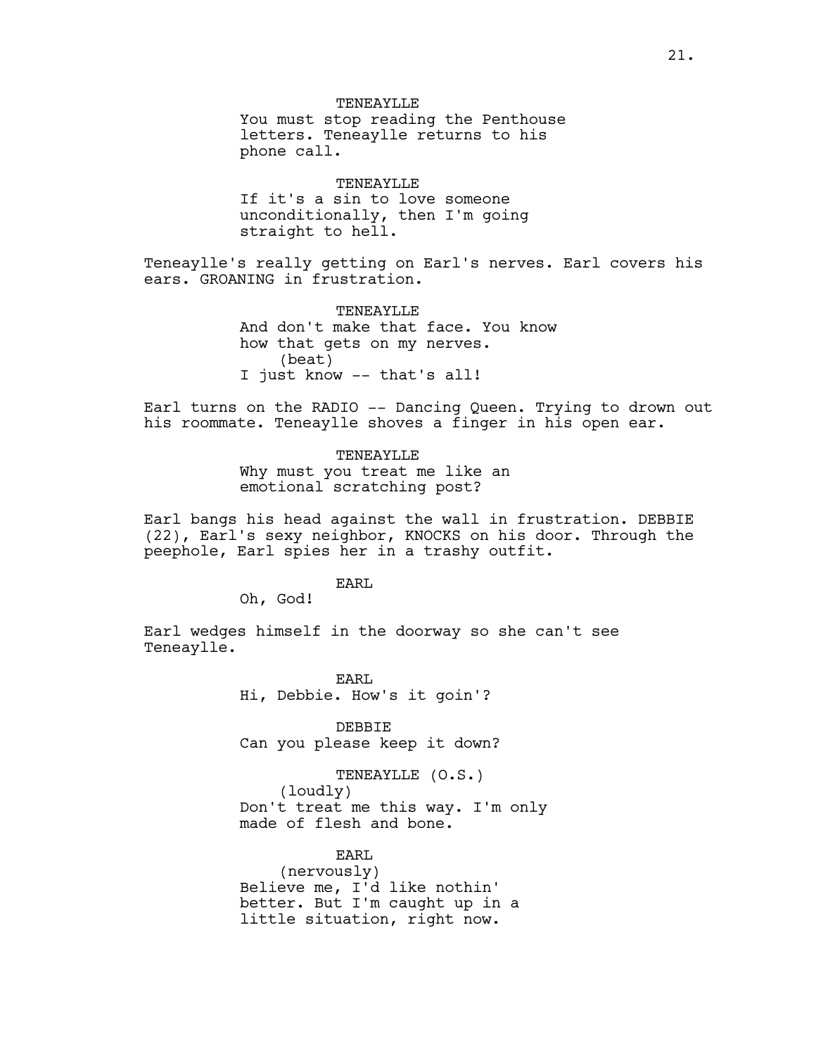TENEAYLLE
You must stop reading the Penthouse letters. Teneaylle returns to his phone call.

TENEAYLLE
If it's a sin to love someone unconditionally, then I'm going straight to hell.

Teneaylle's really getting on Earl's nerves. Earl covers his ears. GROANING in frustration.

TENEAYLLE
And don't make that face. You know how that gets on my nerves.
(beat)
I just know -- that's all!

Earl turns on the RADIO -- Dancing Queen. Trying to drown out his roommate. Teneaylle shoves a finger in his open ear.

TENEAYLLE
Why must you treat me like an emotional scratching post?

Earl bangs his head against the wall in frustration. DEBBIE (22), Earl's sexy neighbor, KNOCKS on his door. Through the peephole, Earl spies her in a trashy outfit.

EARL
Oh, God!

Earl wedges himself in the doorway so she can't see Teneaylle.

EARL
Hi, Debbie. How's it goin'?

DEBBIE
Can you please keep it down?

TENEAYLLE (O.S.)
(loudly)
Don't treat me this way. I'm only made of flesh and bone.

EARL
(nervously)
Believe me, I'd like nothin' better. But I'm caught up in a little situation, right now.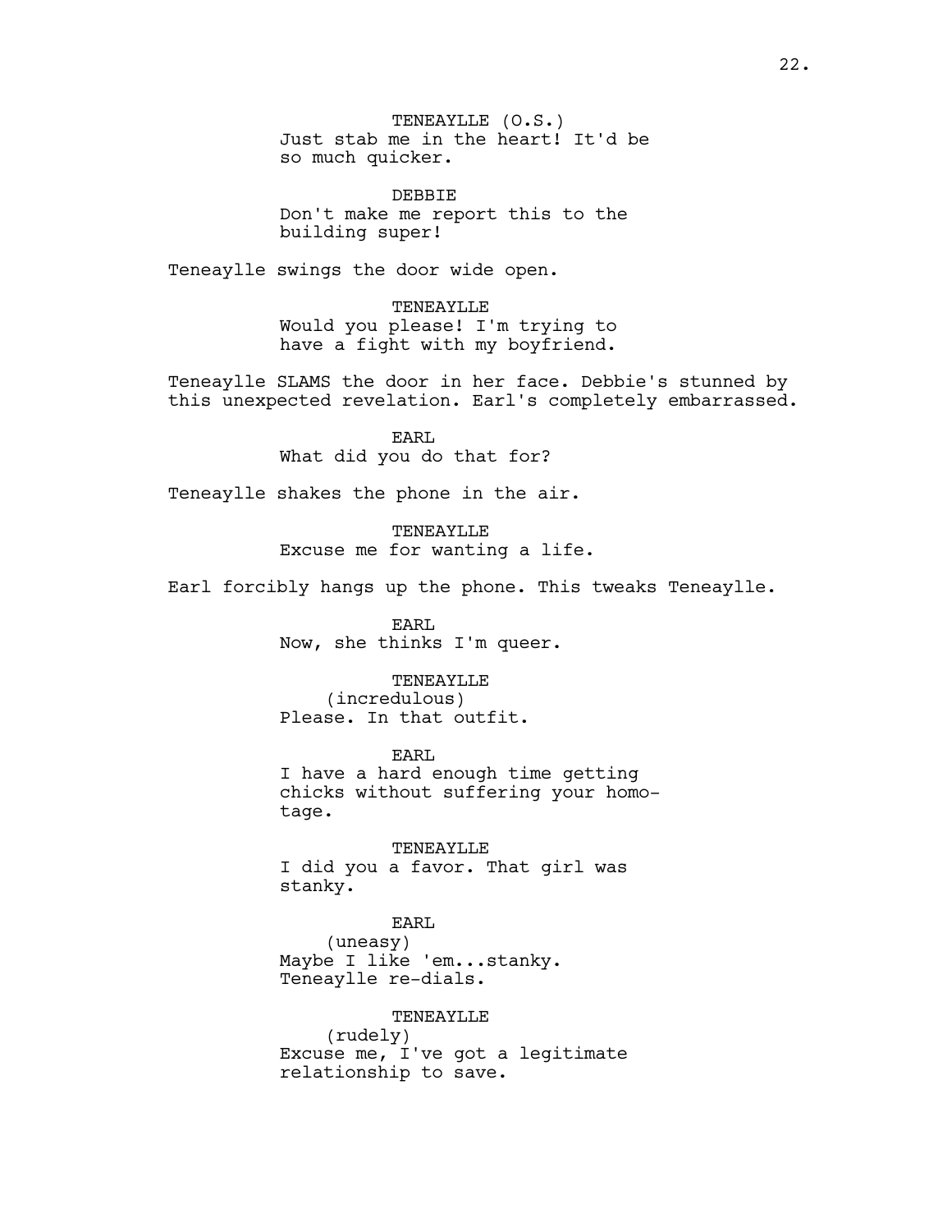TENEAYLLE (O.S.)
Just stab me in the heart! It'd be so much quicker.

DEBBIE
Don't make me report this to the building super!

Teneaylle swings the door wide open.

TENEAYLLE
Would you please! I'm trying to have a fight with my boyfriend.

Teneaylle SLAMS the door in her face. Debbie's stunned by this unexpected revelation. Earl's completely embarrassed.

EARL
What did you do that for?

Teneaylle shakes the phone in the air.

TENEAYLLE
Excuse me for wanting a life.

Earl forcibly hangs up the phone. This tweaks Teneaylle.

EARL
Now, she thinks I'm queer.

TENEAYLLE
(incredulous)
Please. In that outfit.

EARL
I have a hard enough time getting chicks without suffering your homo-tage.

TENEAYLLE
I did you a favor. That girl was stanky.

EARL
(uneasy)
Maybe I like 'em...stanky.
Teneaylle re-dials.

TENEAYLLE
(rudely)
Excuse me, I've got a legitimate relationship to save.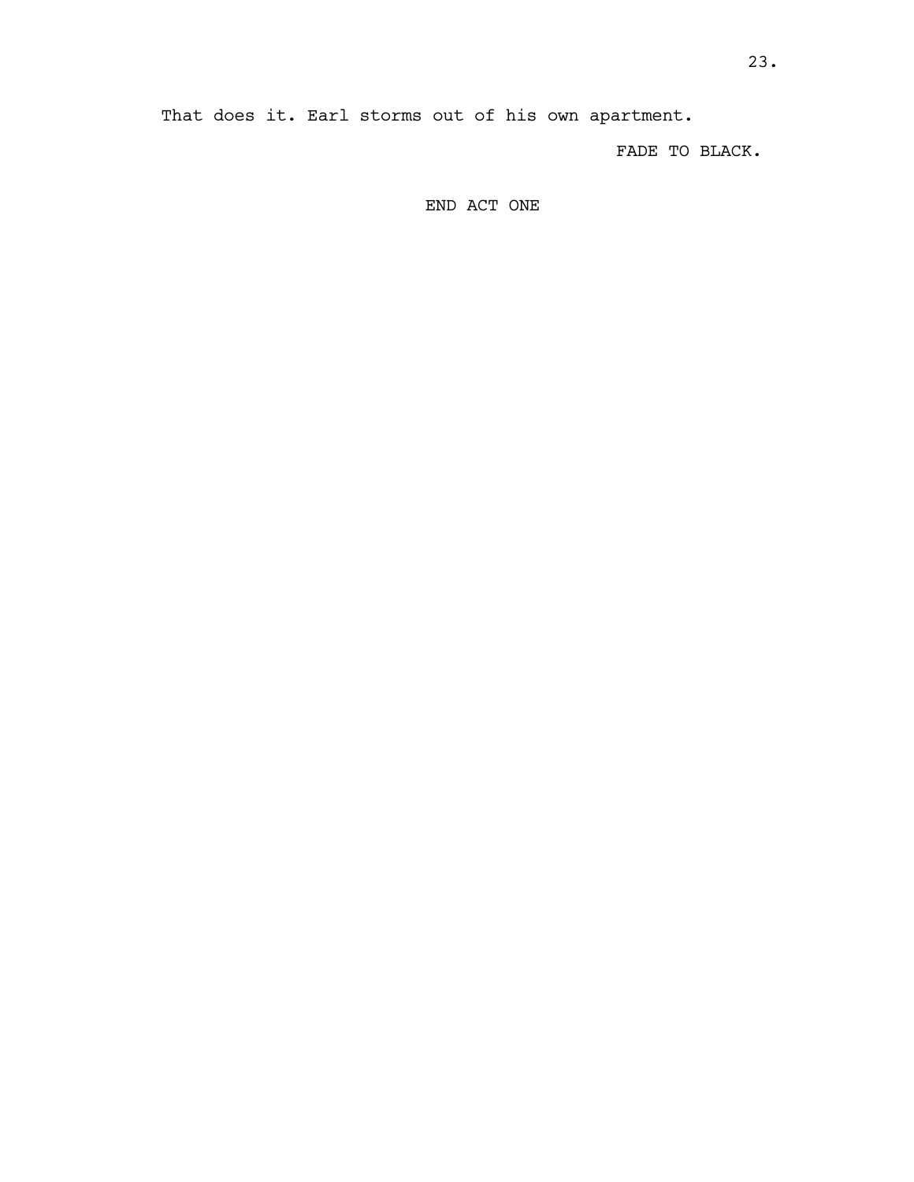That does it. Earl storms out of his own apartment.

FADE TO BLACK.

END ACT ONE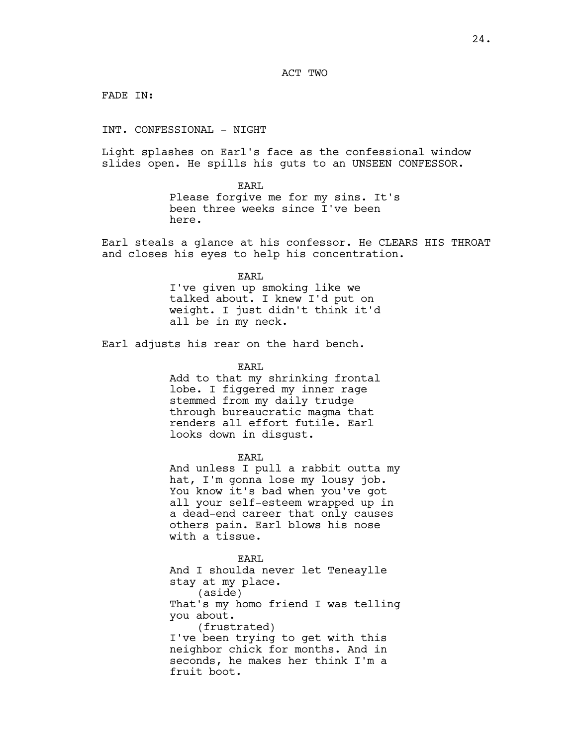ACT TWO

FADE IN:

INT. CONFESSIONAL - NIGHT

Light splashes on Earl's face as the confessional window slides open. He spills his guts to an UNSEEN CONFESSOR.

EARL
Please forgive me for my sins. It's been three weeks since I've been here.

Earl steals a glance at his confessor. He CLEARS HIS THROAT and closes his eyes to help his concentration.

EARL
I've given up smoking like we talked about. I knew I'd put on weight. I just didn't think it'd all be in my neck.

Earl adjusts his rear on the hard bench.

EARL
Add to that my shrinking frontal lobe. I figgered my inner rage stemmed from my daily trudge through bureaucratic magma that renders all effort futile. Earl looks down in disgust.

EARL
And unless I pull a rabbit outta my hat, I'm gonna lose my lousy job. You know it's bad when you've got all your self-esteem wrapped up in a dead-end career that only causes others pain. Earl blows his nose with a tissue.

EARL
And I shoulda never let Teneaylle stay at my place.
(aside)
That's my homo friend I was telling you about.
(frustrated)
I've been trying to get with this neighbor chick for months. And in seconds, he makes her think I'm a fruit boot.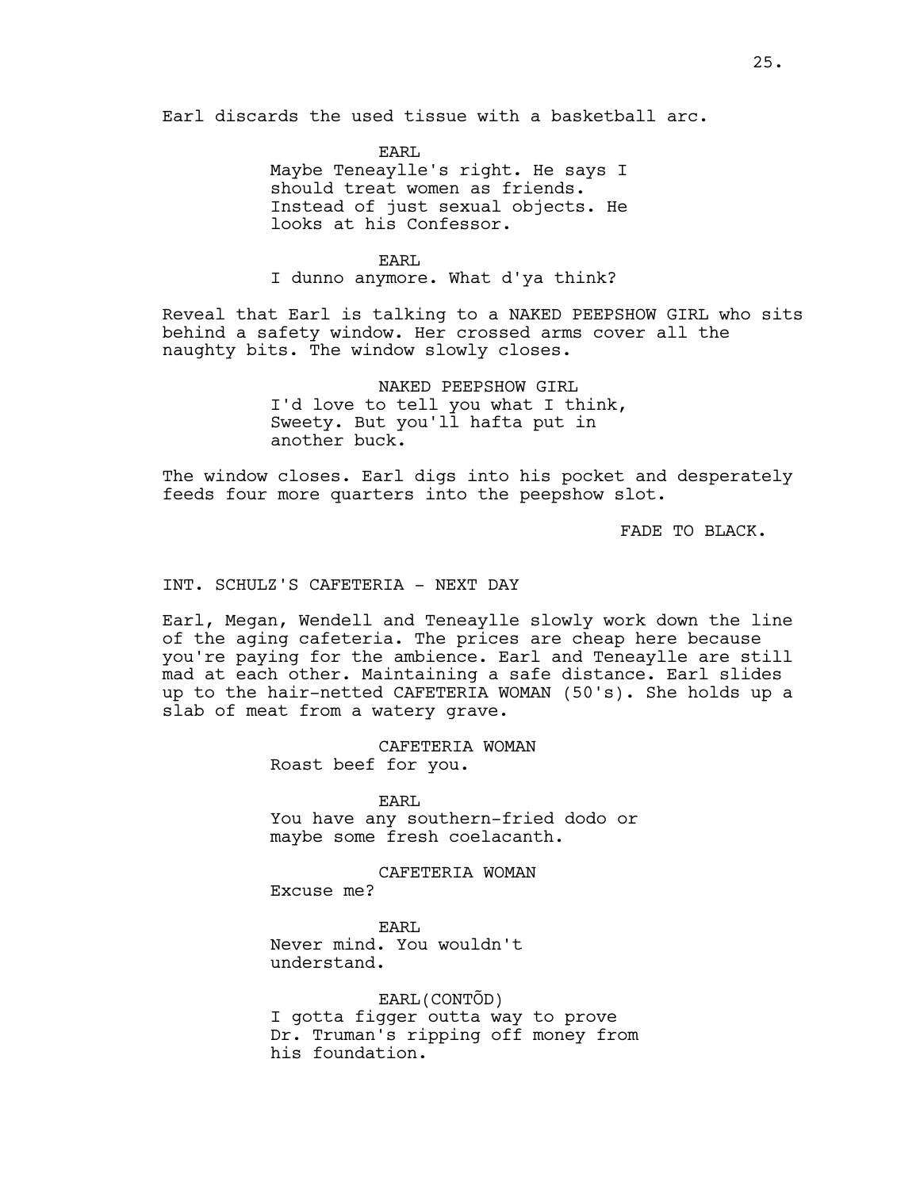Earl discards the used tissue with a basketball arc.

EARL
Maybe Teneaylle's right. He says I should treat women as friends. Instead of just sexual objects. He looks at his Confessor.

EARL
I dunno anymore. What d'ya think?

Reveal that Earl is talking to a NAKED PEEPSHOW GIRL who sits behind a safety window. Her crossed arms cover all the naughty bits. The window slowly closes.

NAKED PEEPSHOW GIRL
I'd love to tell you what I think, Sweety. But you'll hafta put in another buck.

The window closes. Earl digs into his pocket and desperately feeds four more quarters into the peepshow slot.

FADE TO BLACK.

INT. SCHULZ'S CAFETERIA - NEXT DAY

Earl, Megan, Wendell and Teneaylle slowly work down the line of the aging cafeteria. The prices are cheap here because you're paying for the ambience. Earl and Teneaylle are still mad at each other. Maintaining a safe distance. Earl slides up to the hair-netted CAFETERIA WOMAN (50's). She holds up a slab of meat from a watery grave.

CAFETERIA WOMAN
Roast beef for you.

EARL
You have any southern-fried dodo or maybe some fresh coelacanth.

CAFETERIA WOMAN
Excuse me?

EARL
Never mind. You wouldn't understand.

EARL(CONTÕD)
I gotta figger outta way to prove Dr. Truman's ripping off money from his foundation.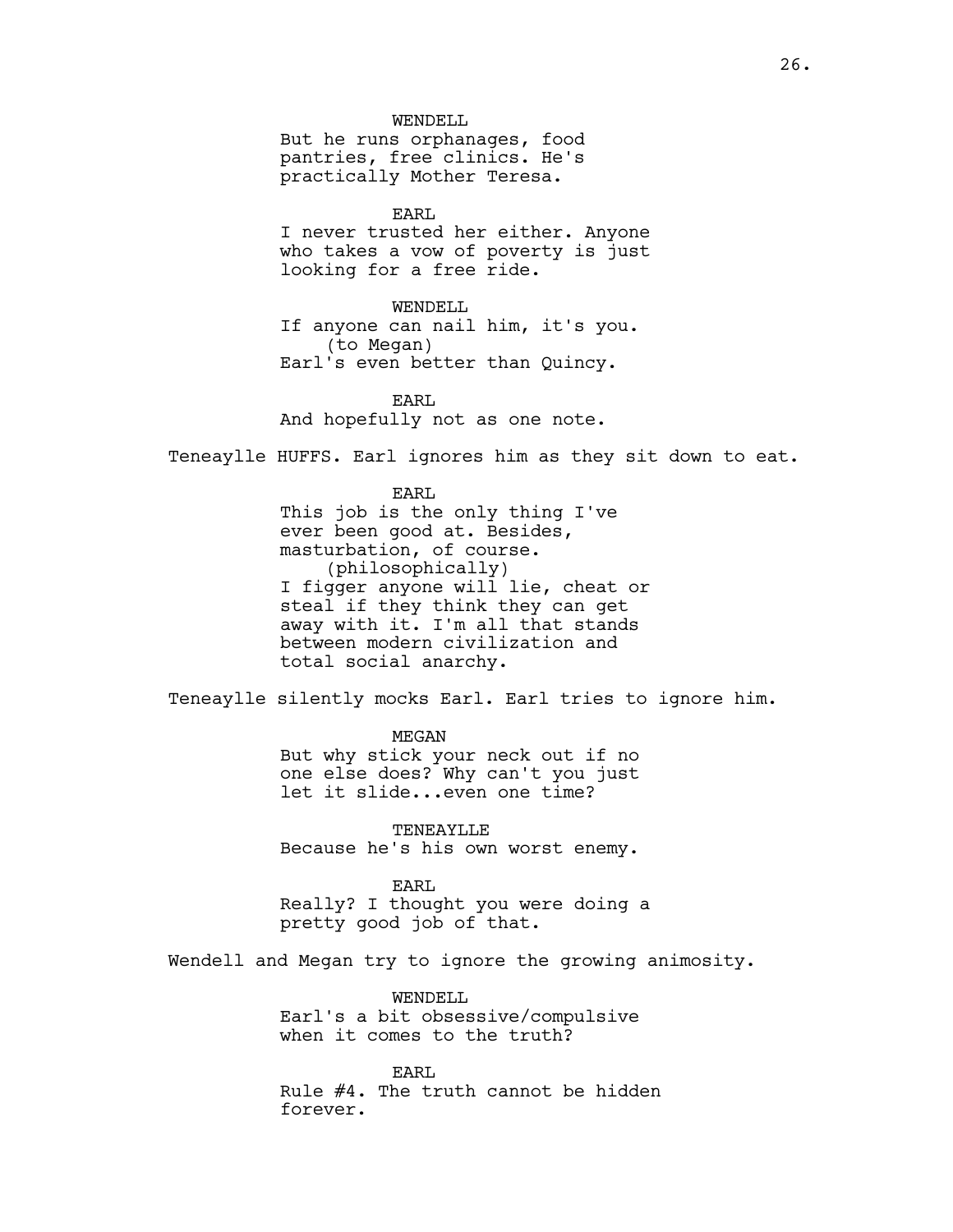WENDELL

But he runs orphanages, food pantries, free clinics. He's practically Mother Teresa.

EARL

I never trusted her either. Anyone who takes a vow of poverty is just looking for a free ride.

WENDELL

If anyone can nail him, it's you.
(to Megan)
Earl's even better than Quincy.

EARL

And hopefully not as one note.

Teneaylle HUFFS. Earl ignores him as they sit down to eat.

EARL

This job is the only thing I've ever been good at. Besides, masturbation, of course.
(philosophically)
I figger anyone will lie, cheat or steal if they think they can get away with it. I'm all that stands between modern civilization and total social anarchy.

Teneaylle silently mocks Earl. Earl tries to ignore him.

MEGAN

But why stick your neck out if no one else does? Why can't you just let it slide...even one time?

TENEAYLLE

Because he's his own worst enemy.

EARL

Really? I thought you were doing a pretty good job of that.

Wendell and Megan try to ignore the growing animosity.

WENDELL

Earl's a bit obsessive/compulsive when it comes to the truth?

EARL

Rule #4. The truth cannot be hidden forever.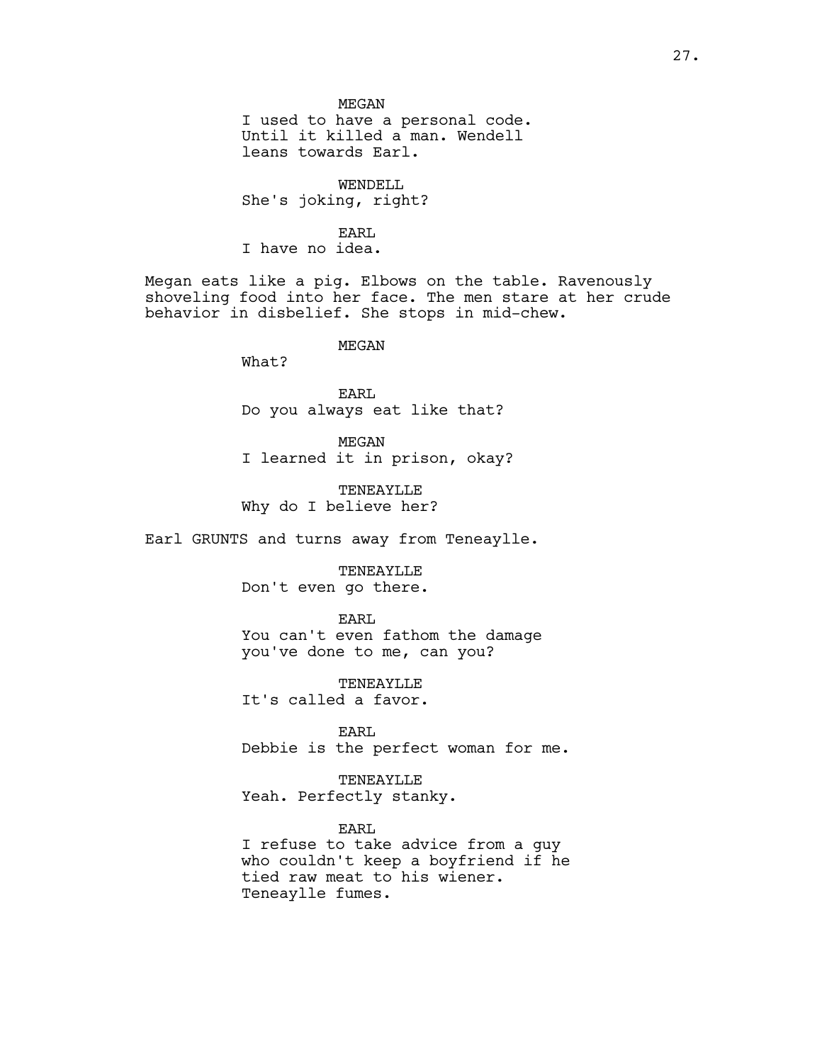MEGAN
I used to have a personal code.
Until it killed a man. Wendell
leans towards Earl.

WENDELL
She's joking, right?

EARL
I have no idea.

Megan eats like a pig. Elbows on the table. Ravenously shoveling food into her face. The men stare at her crude behavior in disbelief. She stops in mid-chew.

MEGAN
What?

EARL
Do you always eat like that?

MEGAN
I learned it in prison, okay?

TENEAYLLE
Why do I believe her?

Earl GRUNTS and turns away from Teneaylle.

TENEAYLLE
Don't even go there.

EARL
You can't even fathom the damage
you've done to me, can you?

TENEAYLLE
It's called a favor.

EARL
Debbie is the perfect woman for me.

TENEAYLLE
Yeah. Perfectly stanky.

EARL
I refuse to take advice from a guy
who couldn't keep a boyfriend if he
tied raw meat to his wiener.
Teneaylle fumes.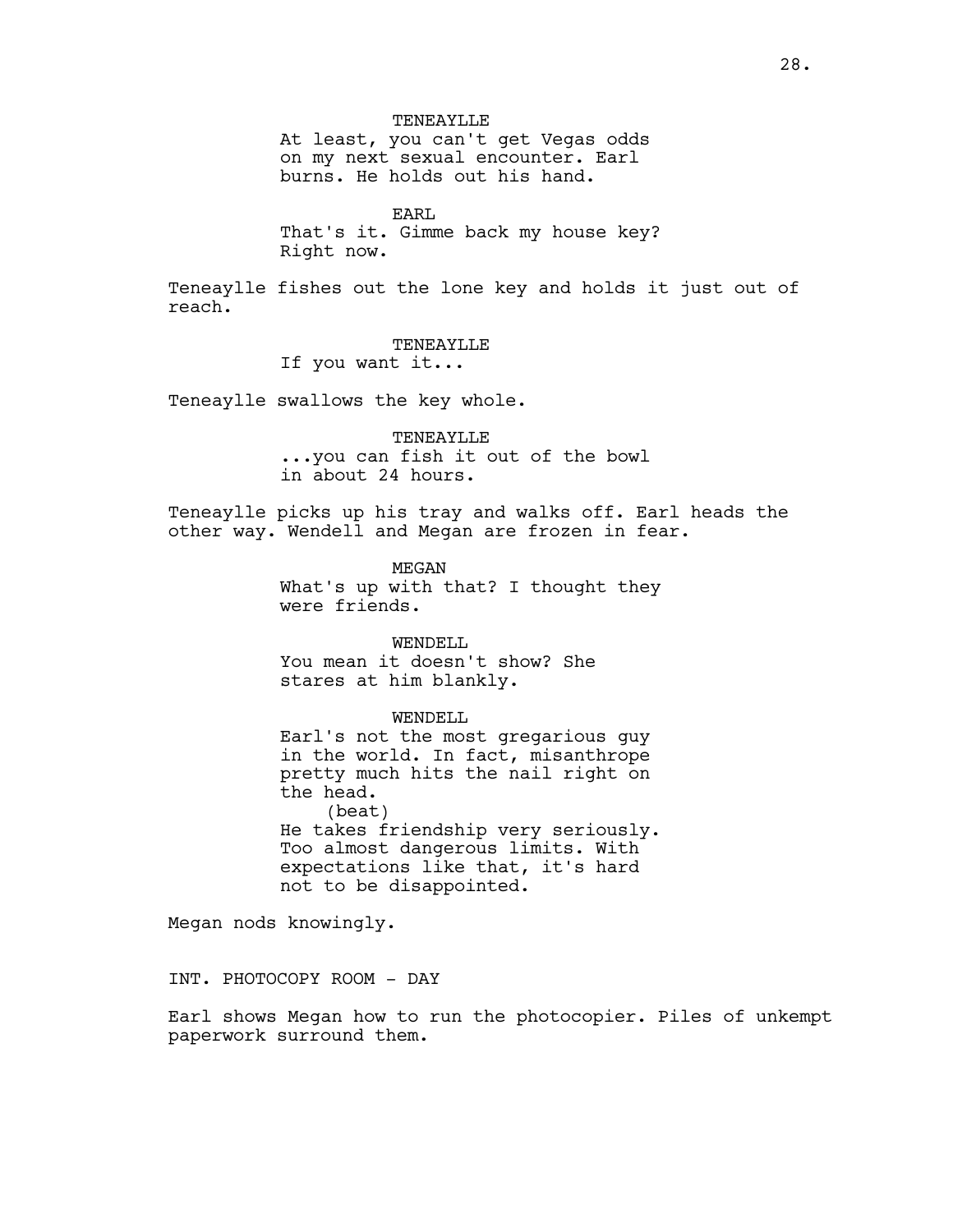TENEAYLLE
At least, you can't get Vegas odds on my next sexual encounter. Earl burns. He holds out his hand.

EARL
That's it. Gimme back my house key? Right now.

Teneaylle fishes out the lone key and holds it just out of reach.

TENEAYLLE
If you want it...

Teneaylle swallows the key whole.

TENEAYLLE
...you can fish it out of the bowl in about 24 hours.

Teneaylle picks up his tray and walks off. Earl heads the other way. Wendell and Megan are frozen in fear.

MEGAN
What's up with that? I thought they were friends.

WENDELL
You mean it doesn't show? She stares at him blankly.

WENDELL
Earl's not the most gregarious guy in the world. In fact, misanthrope pretty much hits the nail right on the head.
(beat)
He takes friendship very seriously. Too almost dangerous limits. With expectations like that, it's hard not to be disappointed.

Megan nods knowingly.

INT. PHOTOCOPY ROOM - DAY

Earl shows Megan how to run the photocopier. Piles of unkempt paperwork surround them.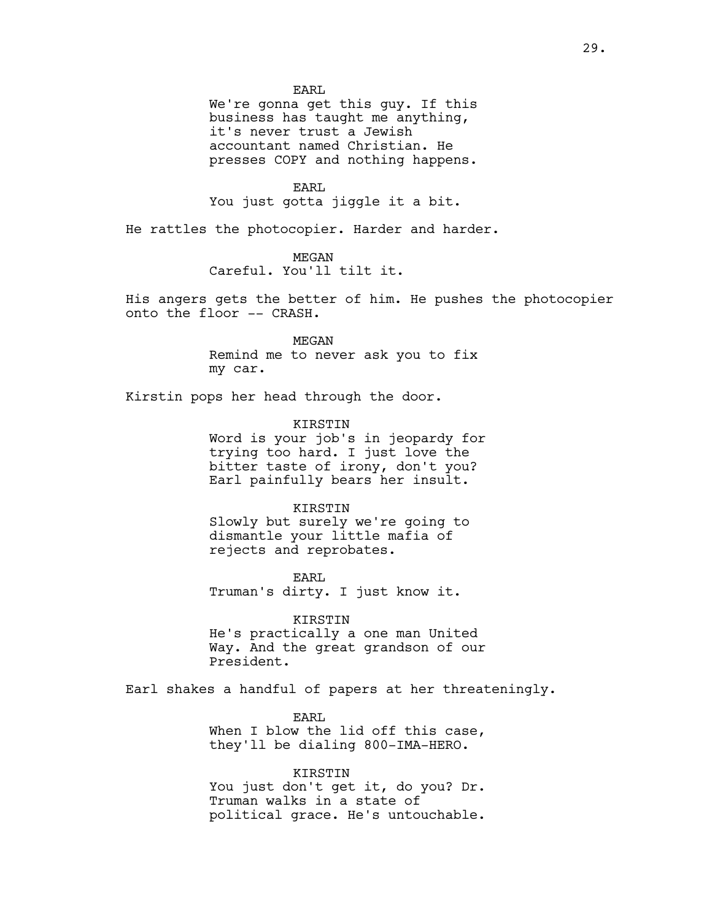EARL

We're gonna get this guy. If this business has taught me anything, it's never trust a Jewish accountant named Christian. He presses COPY and nothing happens.

EARL

You just gotta jiggle it a bit.

He rattles the photocopier. Harder and harder.

MEGAN

Careful. You'll tilt it.

His angers gets the better of him. He pushes the photocopier onto the floor -- CRASH.

MEGAN

Remind me to never ask you to fix my car.

Kirstin pops her head through the door.

KIRSTIN

Word is your job's in jeopardy for trying too hard. I just love the bitter taste of irony, don't you? Earl painfully bears her insult.

KIRSTIN

Slowly but surely we're going to dismantle your little mafia of rejects and reprobates.

EARL

Truman's dirty. I just know it.

KIRSTIN

He's practically a one man United Way. And the great grandson of our President.

Earl shakes a handful of papers at her threateningly.

EARL

When I blow the lid off this case, they'll be dialing 800-IMA-HERO.

KIRSTIN

You just don't get it, do you? Dr. Truman walks in a state of political grace. He's untouchable.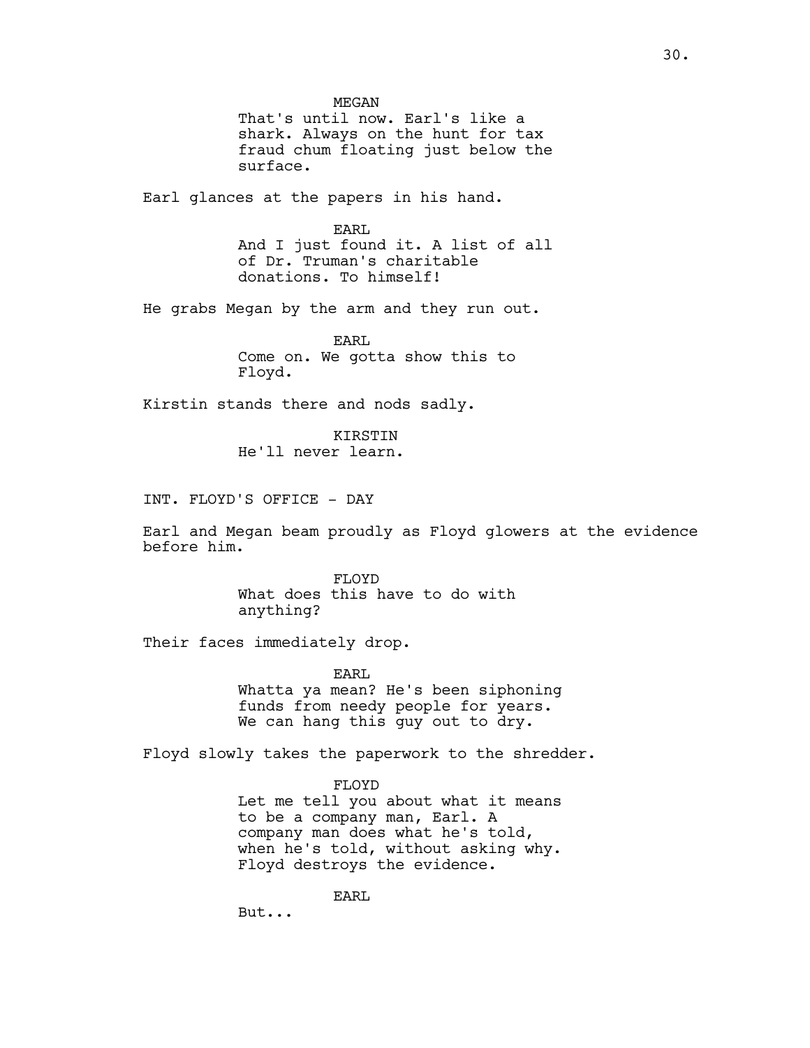MEGAN

That's until now. Earl's like a shark. Always on the hunt for tax fraud chum floating just below the surface.

Earl glances at the papers in his hand.

EARL

And I just found it. A list of all of Dr. Truman's charitable donations. To himself!

He grabs Megan by the arm and they run out.

EARL

Come on. We gotta show this to Floyd.

Kirstin stands there and nods sadly.

KIRSTIN

He'll never learn.

INT. FLOYD'S OFFICE - DAY

Earl and Megan beam proudly as Floyd glowers at the evidence before him.

FLOYD

What does this have to do with anything?

Their faces immediately drop.

EARL

Whatta ya mean? He's been siphoning funds from needy people for years. We can hang this guy out to dry.

Floyd slowly takes the paperwork to the shredder.

FLOYD

Let me tell you about what it means to be a company man, Earl. A company man does what he's told, when he's told, without asking why. Floyd destroys the evidence.

EARL

But...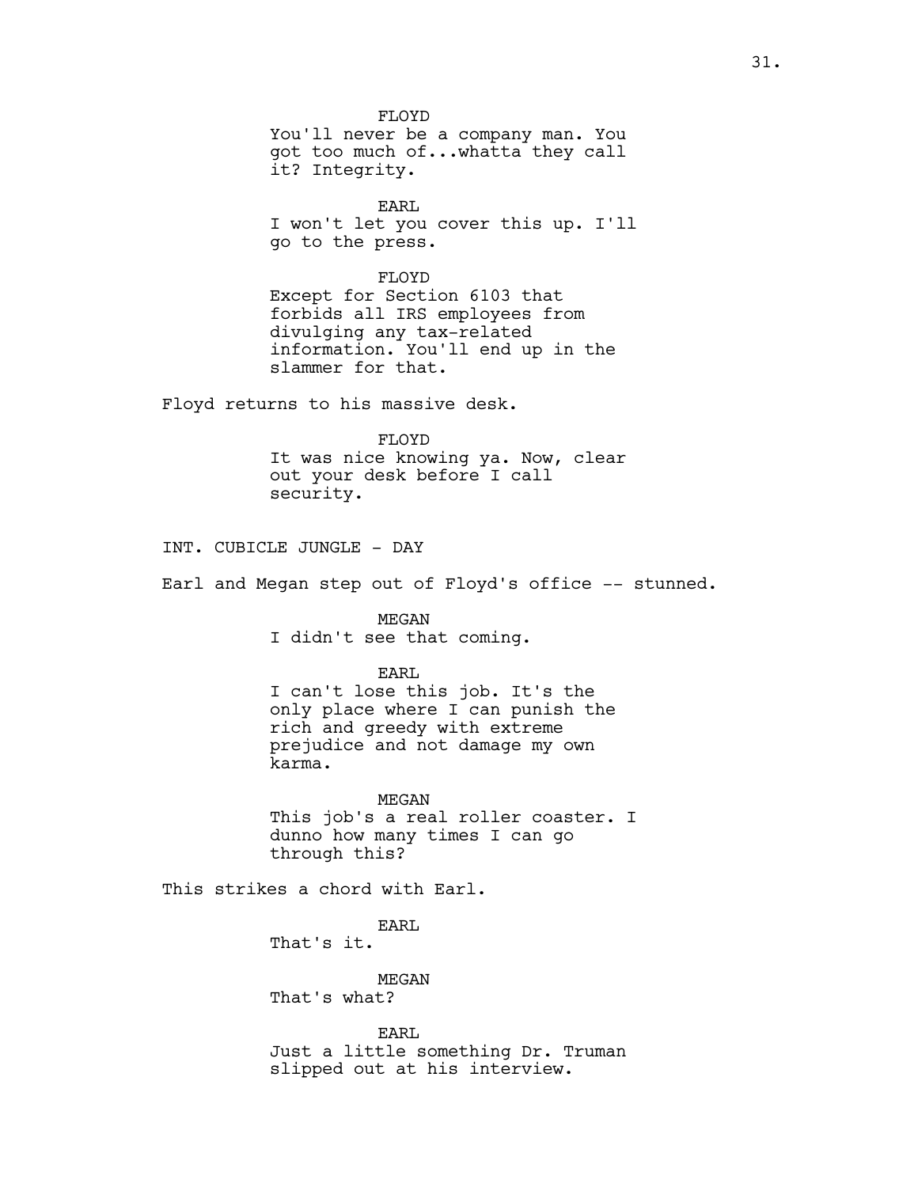FLOYD

You'll never be a company man. You got too much of...whatta they call it? Integrity.

EARL

I won't let you cover this up. I'll go to the press.

FLOYD

Except for Section 6103 that forbids all IRS employees from divulging any tax-related information. You'll end up in the slammer for that.

Floyd returns to his massive desk.

FLOYD

It was nice knowing ya. Now, clear out your desk before I call security.

INT. CUBICLE JUNGLE - DAY

Earl and Megan step out of Floyd's office -- stunned.

MEGAN

I didn't see that coming.

EARL

I can't lose this job. It's the only place where I can punish the rich and greedy with extreme prejudice and not damage my own karma.

MEGAN

This job's a real roller coaster. I dunno how many times I can go through this?

This strikes a chord with Earl.

EARL

That's it.

MEGAN

That's what?

EARL

Just a little something Dr. Truman slipped out at his interview.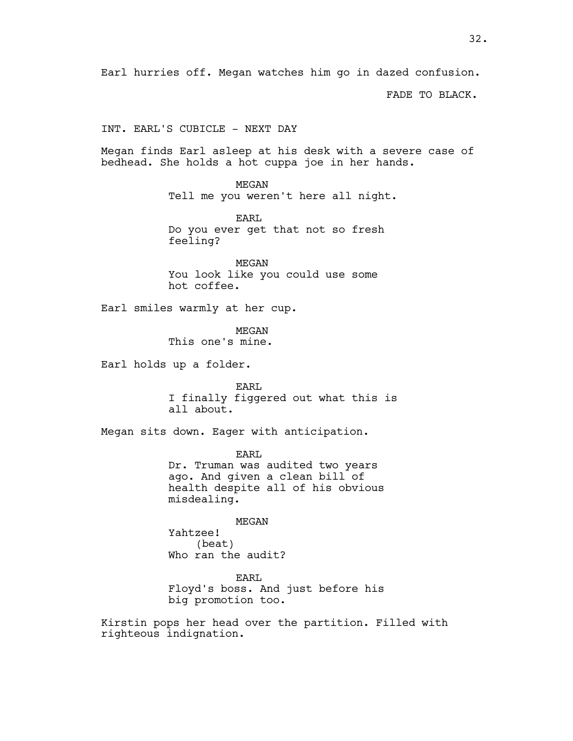Earl hurries off. Megan watches him go in dazed confusion.

FADE TO BLACK.

INT. EARL'S CUBICLE - NEXT DAY

Megan finds Earl asleep at his desk with a severe case of bedhead. She holds a hot cuppa joe in her hands.

MEGAN
Tell me you weren't here all night.

EARL
Do you ever get that not so fresh feeling?

MEGAN
You look like you could use some hot coffee.

Earl smiles warmly at her cup.

MEGAN
This one's mine.

Earl holds up a folder.

EARL
I finally figgered out what this is all about.

Megan sits down. Eager with anticipation.

EARL
Dr. Truman was audited two years ago. And given a clean bill of health despite all of his obvious misdealing.

MEGAN
Yahtzee!
(beat)
Who ran the audit?

EARL
Floyd's boss. And just before his big promotion too.

Kirstin pops her head over the partition. Filled with righteous indignation.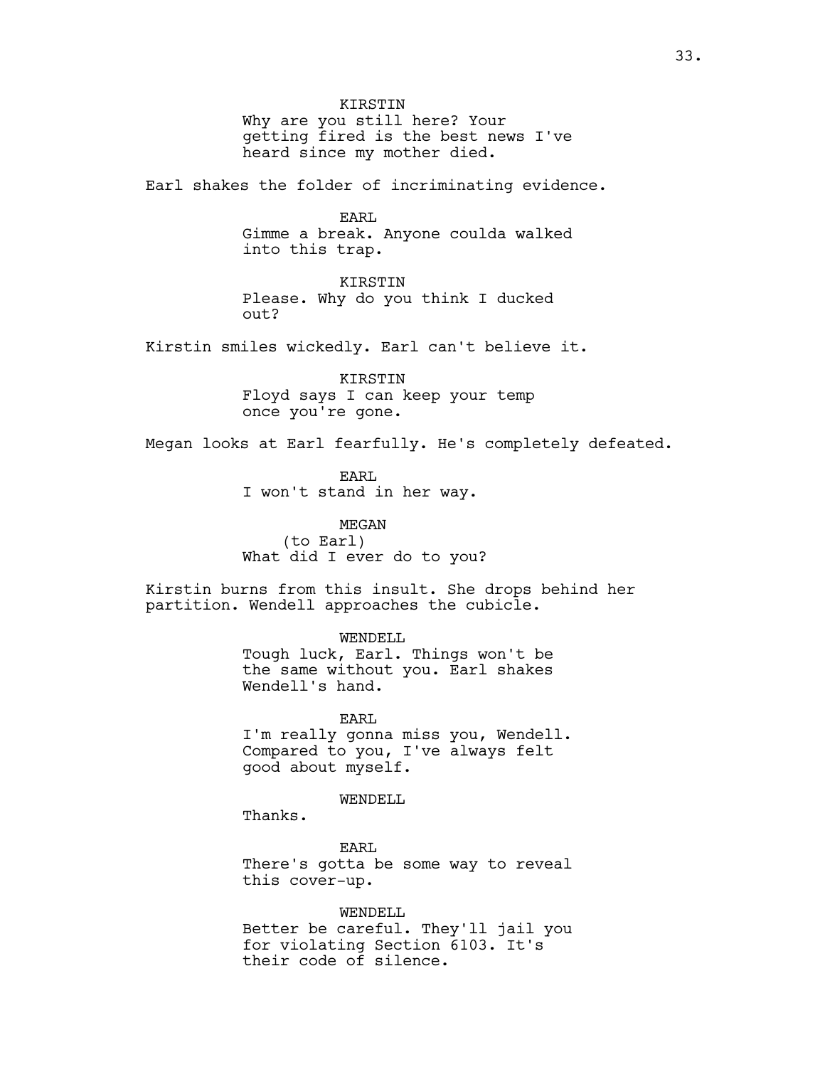KIRSTIN
Why are you still here? Your getting fired is the best news I've heard since my mother died.

Earl shakes the folder of incriminating evidence.

EARL
Gimme a break. Anyone coulda walked into this trap.

KIRSTIN
Please. Why do you think I ducked out?

Kirstin smiles wickedly. Earl can't believe it.

KIRSTIN
Floyd says I can keep your temp once you're gone.

Megan looks at Earl fearfully. He's completely defeated.

EARL
I won't stand in her way.

MEGAN
(to Earl)
What did I ever do to you?

Kirstin burns from this insult. She drops behind her partition. Wendell approaches the cubicle.

WENDELL
Tough luck, Earl. Things won't be the same without you. Earl shakes Wendell's hand.

EARL
I'm really gonna miss you, Wendell. Compared to you, I've always felt good about myself.

WENDELL
Thanks.

EARL
There's gotta be some way to reveal this cover-up.

WENDELL
Better be careful. They'll jail you for violating Section 6103. It's their code of silence.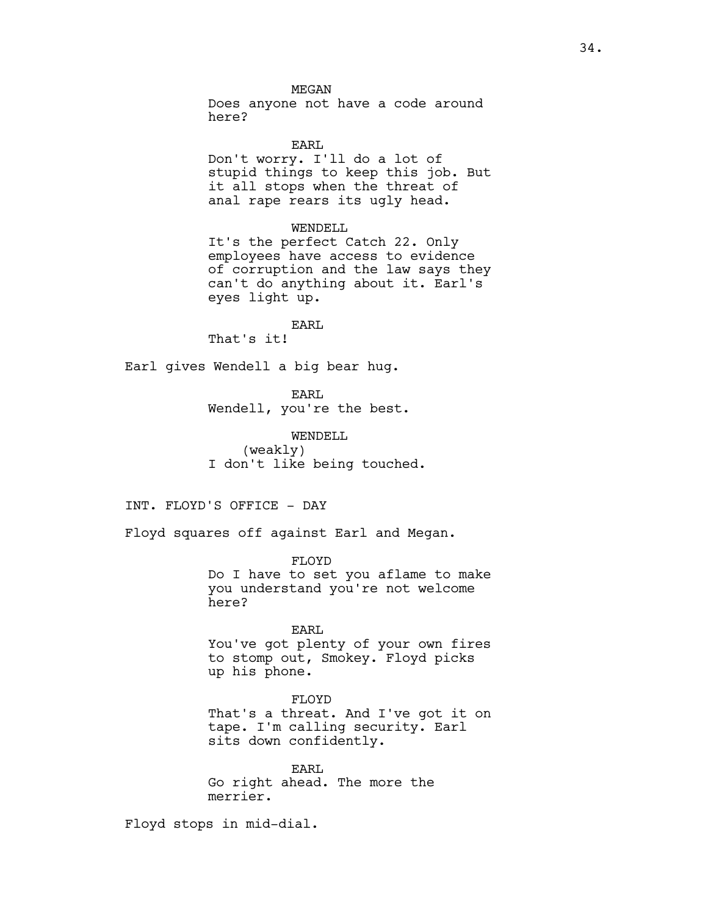MEGAN
Does anyone not have a code around here?

EARL
Don't worry. I'll do a lot of stupid things to keep this job. But it all stops when the threat of anal rape rears its ugly head.

WENDELL
It's the perfect Catch 22. Only employees have access to evidence of corruption and the law says they can't do anything about it. Earl's eyes light up.

EARL
That's it!

Earl gives Wendell a big bear hug.

EARL
Wendell, you're the best.

WENDELL
(weakly)
I don't like being touched.

INT. FLOYD'S OFFICE - DAY

Floyd squares off against Earl and Megan.

FLOYD
Do I have to set you aflame to make you understand you're not welcome here?

EARL
You've got plenty of your own fires to stomp out, Smokey. Floyd picks up his phone.

FLOYD
That's a threat. And I've got it on tape. I'm calling security. Earl sits down confidently.

EARL
Go right ahead. The more the merrier.

Floyd stops in mid-dial.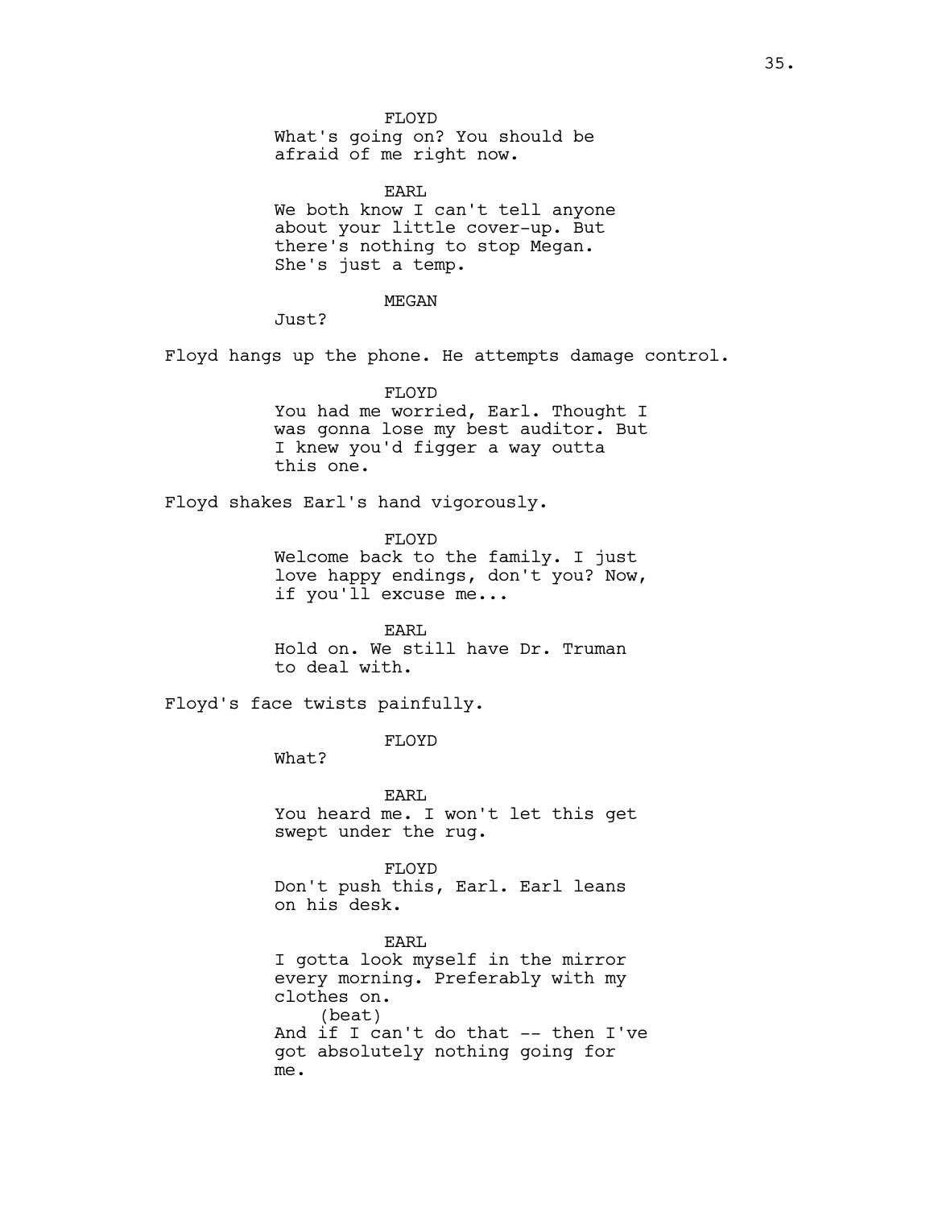FLOYD
What's going on? You should be afraid of me right now.

EARL
We both know I can't tell anyone about your little cover-up. But there's nothing to stop Megan. She's just a temp.

MEGAN
Just?

Floyd hangs up the phone. He attempts damage control.

FLOYD
You had me worried, Earl. Thought I was gonna lose my best auditor. But I knew you'd figger a way outta this one.

Floyd shakes Earl's hand vigorously.

FLOYD
Welcome back to the family. I just love happy endings, don't you? Now, if you'll excuse me...

EARL
Hold on. We still have Dr. Truman to deal with.

Floyd's face twists painfully.

FLOYD
What?

EARL
You heard me. I won't let this get swept under the rug.

FLOYD
Don't push this, Earl. Earl leans on his desk.

EARL
I gotta look myself in the mirror every morning. Preferably with my clothes on.
(beat)
And if I can't do that -- then I've got absolutely nothing going for me.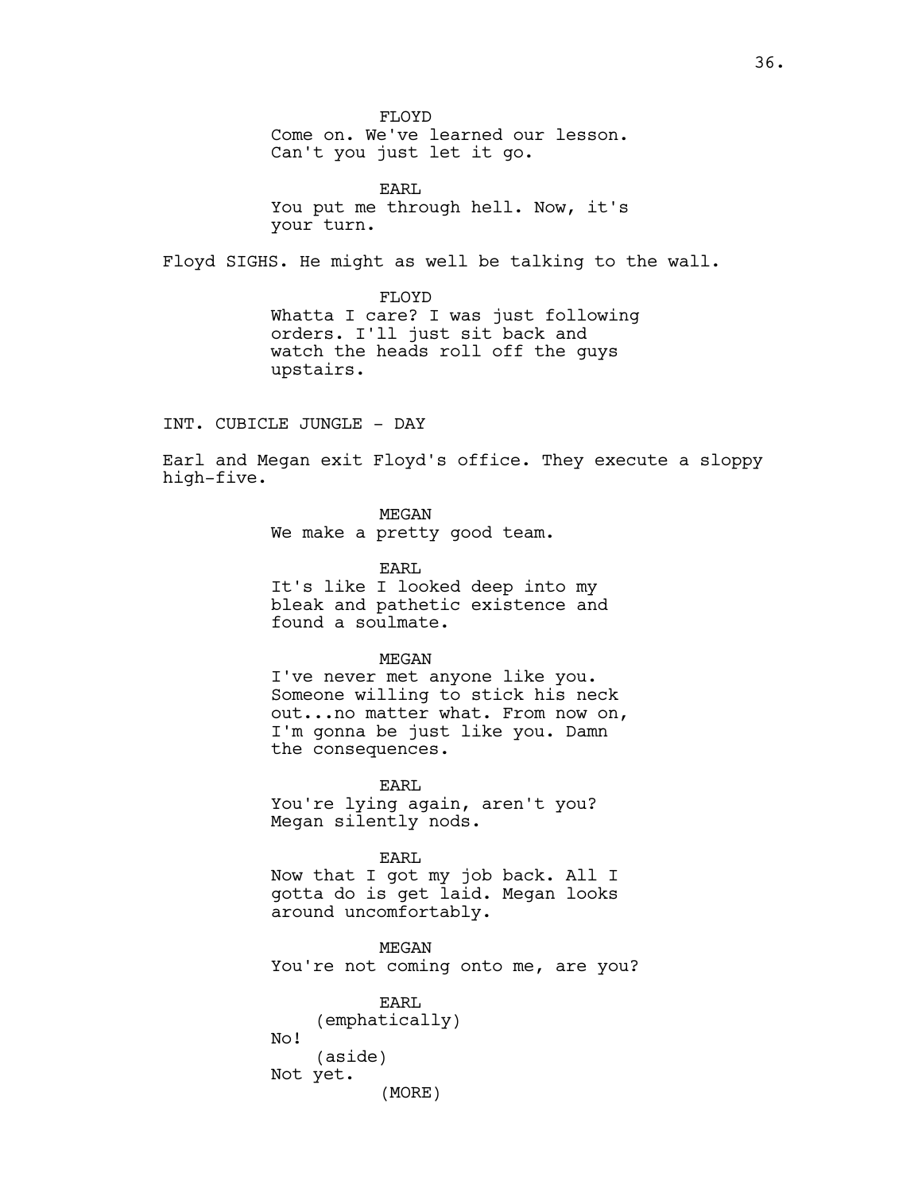FLOYD
Come on. We've learned our lesson. Can't you just let it go.

EARL
You put me through hell. Now, it's your turn.

Floyd SIGHS. He might as well be talking to the wall.

FLOYD
Whatta I care? I was just following orders. I'll just sit back and watch the heads roll off the guys upstairs.

INT. CUBICLE JUNGLE - DAY

Earl and Megan exit Floyd's office. They execute a sloppy high-five.

MEGAN
We make a pretty good team.

EARL
It's like I looked deep into my bleak and pathetic existence and found a soulmate.

MEGAN
I've never met anyone like you. Someone willing to stick his neck out...no matter what. From now on, I'm gonna be just like you. Damn the consequences.

EARL
You're lying again, aren't you?
Megan silently nods.

EARL
Now that I got my job back. All I gotta do is get laid. Megan looks around uncomfortably.

MEGAN
You're not coming onto me, are you?

EARL
(emphatically)
No!
(aside)
Not yet.
(MORE)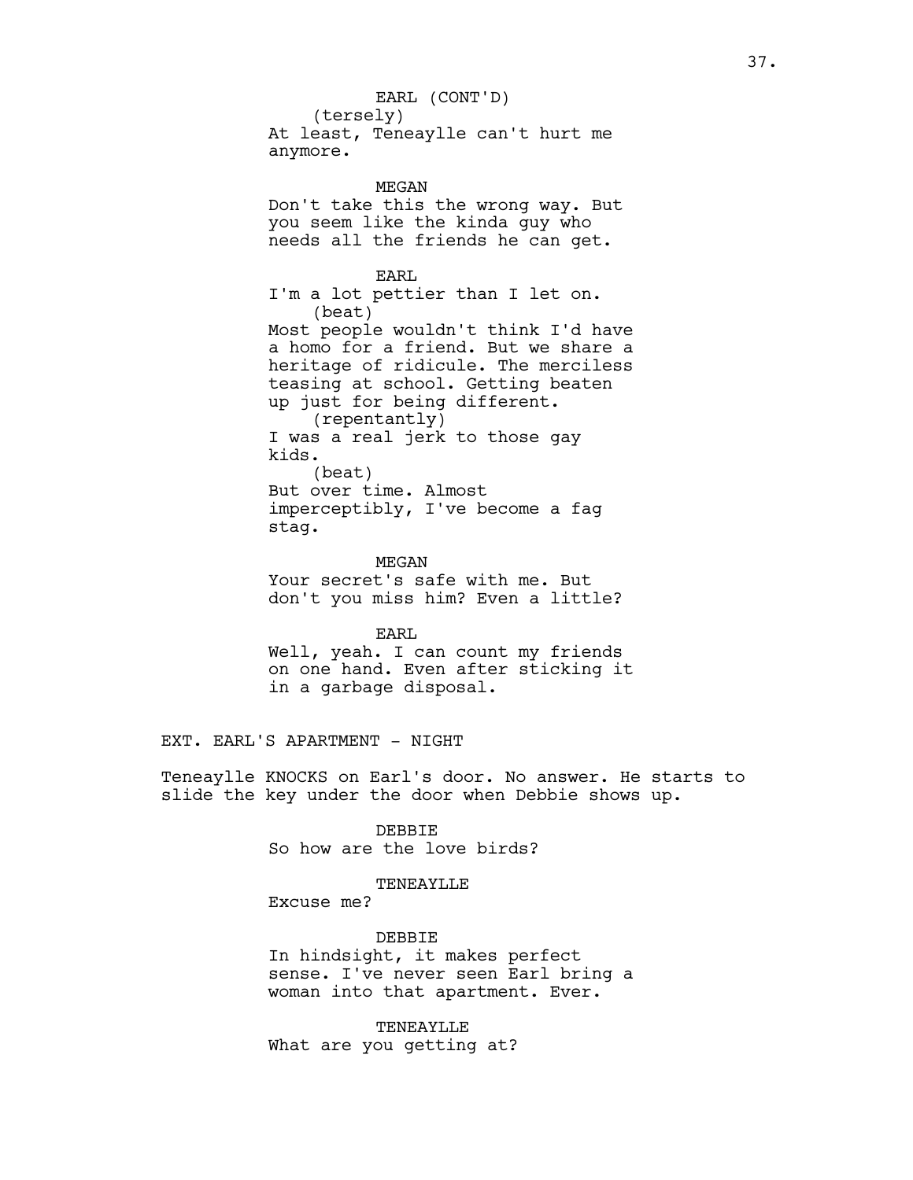EARL (CONT'D)
(tersely)
At least, Teneaylle can't hurt me anymore.

MEGAN
Don't take this the wrong way. But you seem like the kinda guy who needs all the friends he can get.

EARL
I'm a lot pettier than I let on.
(beat)
Most people wouldn't think I'd have a homo for a friend. But we share a heritage of ridicule. The merciless teasing at school. Getting beaten up just for being different.
(repentantly)
I was a real jerk to those gay kids.
(beat)
But over time. Almost imperceptibly, I've become a fag stag.

MEGAN
Your secret's safe with me. But don't you miss him? Even a little?

EARL
Well, yeah. I can count my friends on one hand. Even after sticking it in a garbage disposal.

EXT. EARL'S APARTMENT - NIGHT

Teneaylle KNOCKS on Earl's door. No answer. He starts to slide the key under the door when Debbie shows up.

DEBBIE
So how are the love birds?

TENEAYLLE
Excuse me?

DEBBIE
In hindsight, it makes perfect sense. I've never seen Earl bring a woman into that apartment. Ever.

TENEAYLLE
What are you getting at?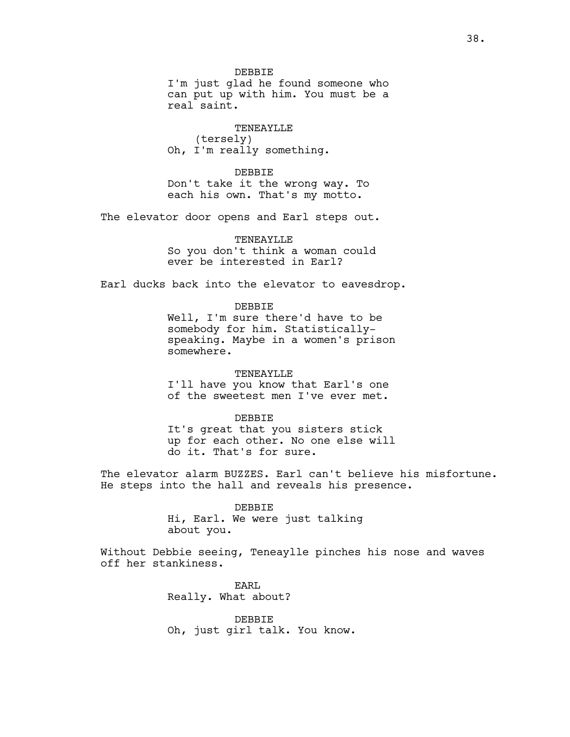DEBBIE
I'm just glad he found someone who can put up with him. You must be a real saint.

TENEAYLLE
(tersely)
Oh, I'm really something.

DEBBIE
Don't take it the wrong way. To each his own. That's my motto.

The elevator door opens and Earl steps out.

TENEAYLLE
So you don't think a woman could ever be interested in Earl?

Earl ducks back into the elevator to eavesdrop.

DEBBIE
Well, I'm sure there'd have to be somebody for him. Statistically-speaking. Maybe in a women's prison somewhere.

TENEAYLLE
I'll have you know that Earl's one of the sweetest men I've ever met.

DEBBIE
It's great that you sisters stick up for each other. No one else will do it. That's for sure.

The elevator alarm BUZZES. Earl can't believe his misfortune. He steps into the hall and reveals his presence.

DEBBIE
Hi, Earl. We were just talking about you.

Without Debbie seeing, Teneaylle pinches his nose and waves off her stankiness.

EARL
Really. What about?

DEBBIE
Oh, just girl talk. You know.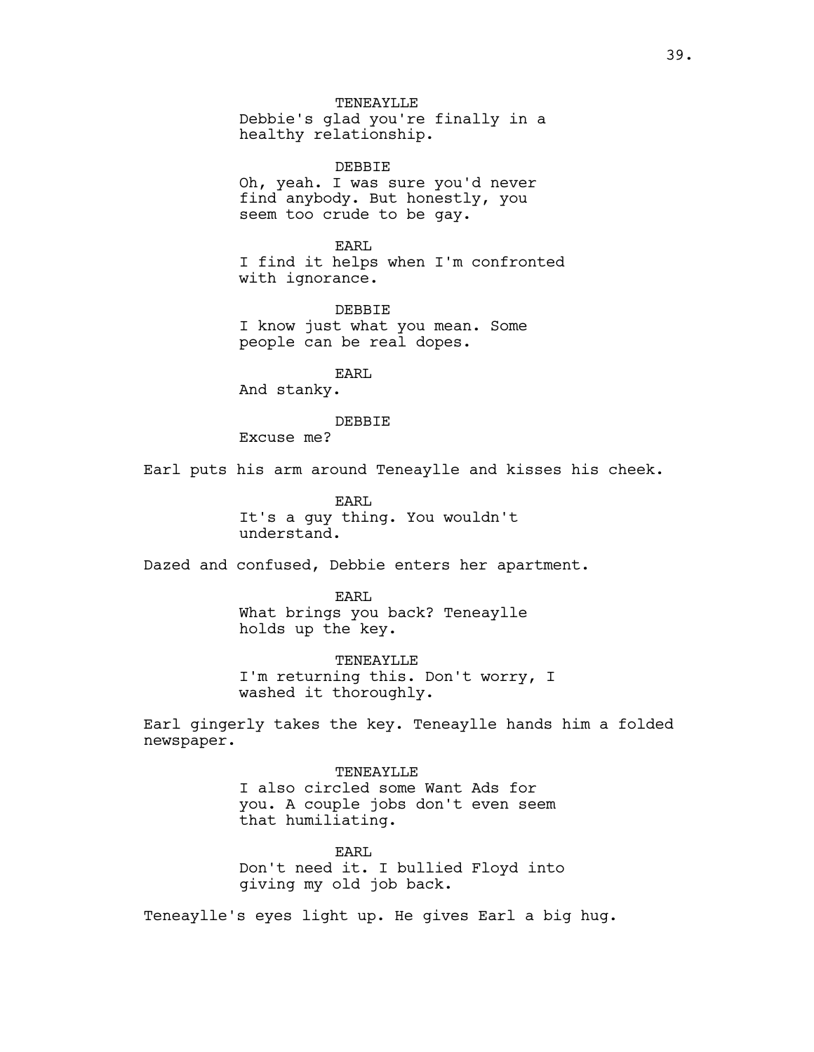TENEAYLLE
Debbie's glad you're finally in a healthy relationship.

DEBBIE
Oh, yeah. I was sure you'd never find anybody. But honestly, you seem too crude to be gay.

EARL
I find it helps when I'm confronted with ignorance.

DEBBIE
I know just what you mean. Some people can be real dopes.

EARL
And stanky.

DEBBIE
Excuse me?

Earl puts his arm around Teneaylle and kisses his cheek.

EARL
It's a guy thing. You wouldn't understand.

Dazed and confused, Debbie enters her apartment.

EARL
What brings you back? Teneaylle holds up the key.

TENEAYLLE
I'm returning this. Don't worry, I washed it thoroughly.

Earl gingerly takes the key. Teneaylle hands him a folded newspaper.

TENEAYLLE
I also circled some Want Ads for you. A couple jobs don't even seem that humiliating.

EARL
Don't need it. I bullied Floyd into giving my old job back.

Teneaylle's eyes light up. He gives Earl a big hug.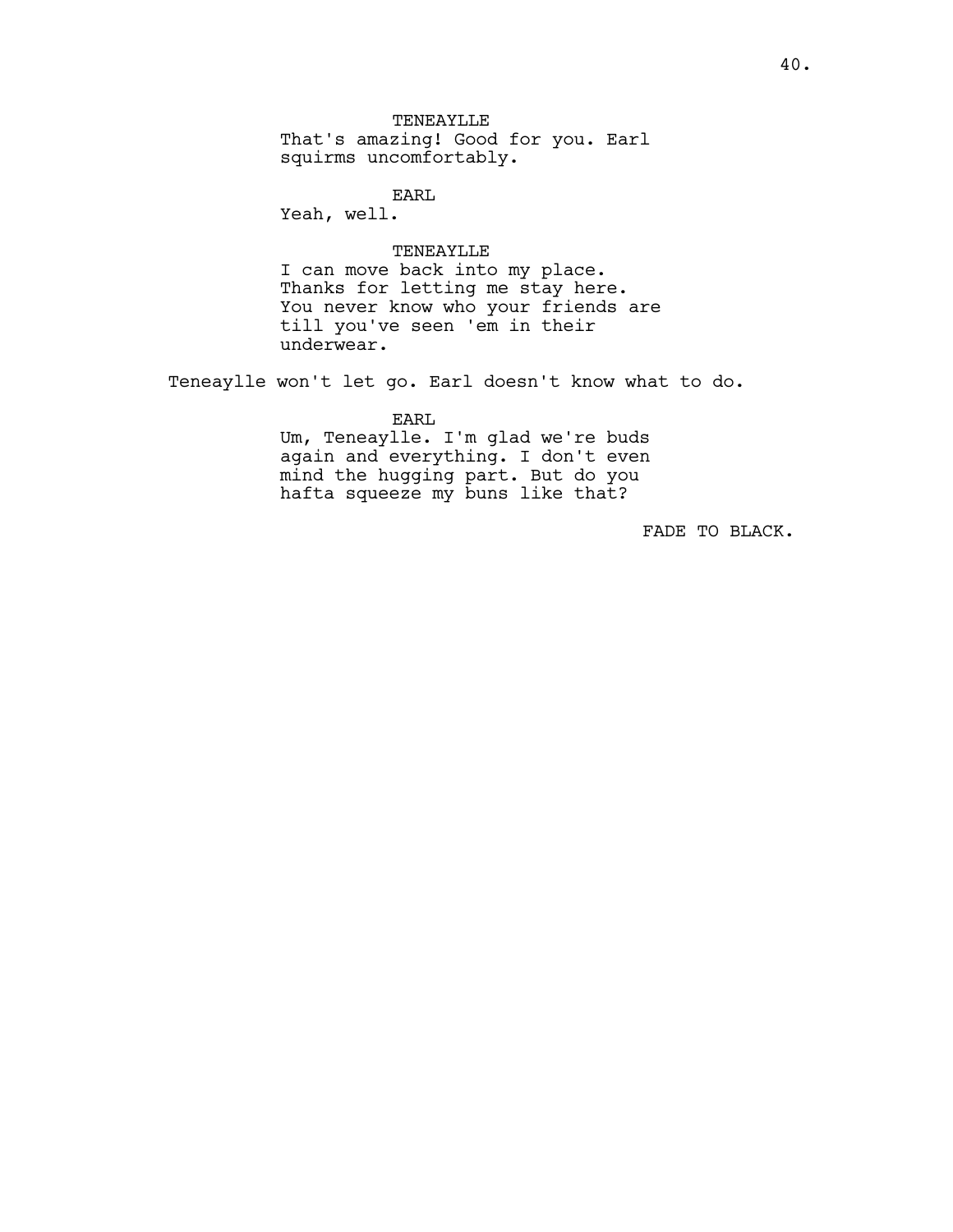TENEAYLLE
That's amazing! Good for you. Earl squirms uncomfortably.

EARL
Yeah, well.

TENEAYLLE
I can move back into my place. Thanks for letting me stay here. You never know who your friends are till you've seen 'em in their underwear.

Teneaylle won't let go. Earl doesn't know what to do.

EARL
Um, Teneaylle. I'm glad we're buds again and everything. I don't even mind the hugging part. But do you hafta squeeze my buns like that?

FADE TO BLACK.